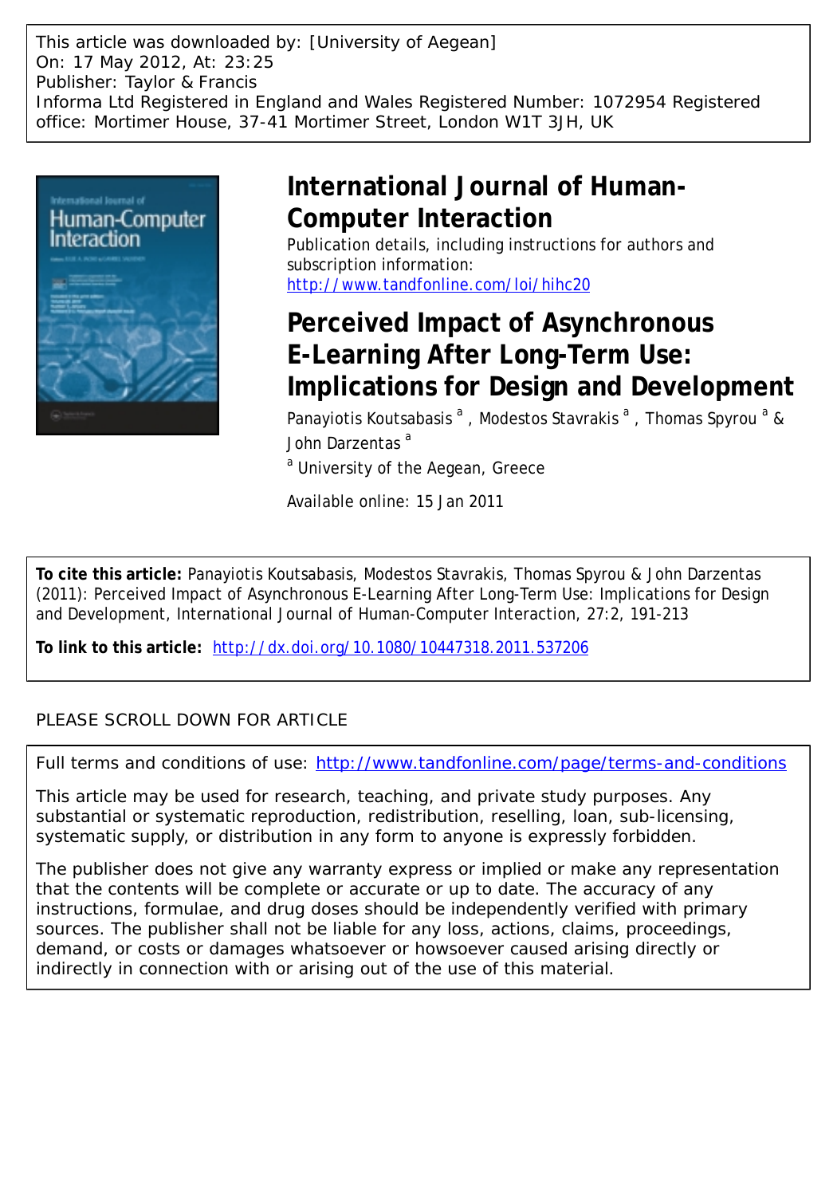This article was downloaded by: [University of Aegean]
On: 17 May 2012, At: 23:25
Publisher: Taylor & Francis
Informa Ltd Registered in England and Wales Registered Number: 1072954 Registered office: Mortimer House, 37-41 Mortimer Street, London W1T 3JH, UK

# International Journal of Human-Computer Interaction

Publication details, including instructions for authors and subscription information:
http://www.tandfonline.com/loi/hihc20

# Perceived Impact of Asynchronous E-Learning After Long-Term Use: Implications for Design and Development

Panayiotis Koutsabasis [a] , Modestos Stavrakis [a] , Thomas Spyrou [a] & John Darzentas [a]

[a] University of the Aegean, Greece

Available online: 15 Jan 2011

**To cite this article:** Panayiotis Koutsabasis, Modestos Stavrakis, Thomas Spyrou & John Darzentas (2011): Perceived Impact of Asynchronous E-Learning After Long-Term Use: Implications for Design and Development, International Journal of Human-Computer Interaction, 27:2, 191-213

**To link to this article:** http://dx.doi.org/10.1080/10447318.2011.537206

PLEASE SCROLL DOWN FOR ARTICLE

Full terms and conditions of use: http://www.tandfonline.com/page/terms-and-conditions

This article may be used for research, teaching, and private study purposes. Any substantial or systematic reproduction, redistribution, reselling, loan, sub-licensing, systematic supply, or distribution in any form to anyone is expressly forbidden.

The publisher does not give any warranty express or implied or make any representation that the contents will be complete or accurate or up to date. The accuracy of any instructions, formulae, and drug doses should be independently verified with primary sources. The publisher shall not be liable for any loss, actions, claims, proceedings, demand, or costs or damages whatsoever or howsoever caused arising directly or indirectly in connection with or arising out of the use of this material.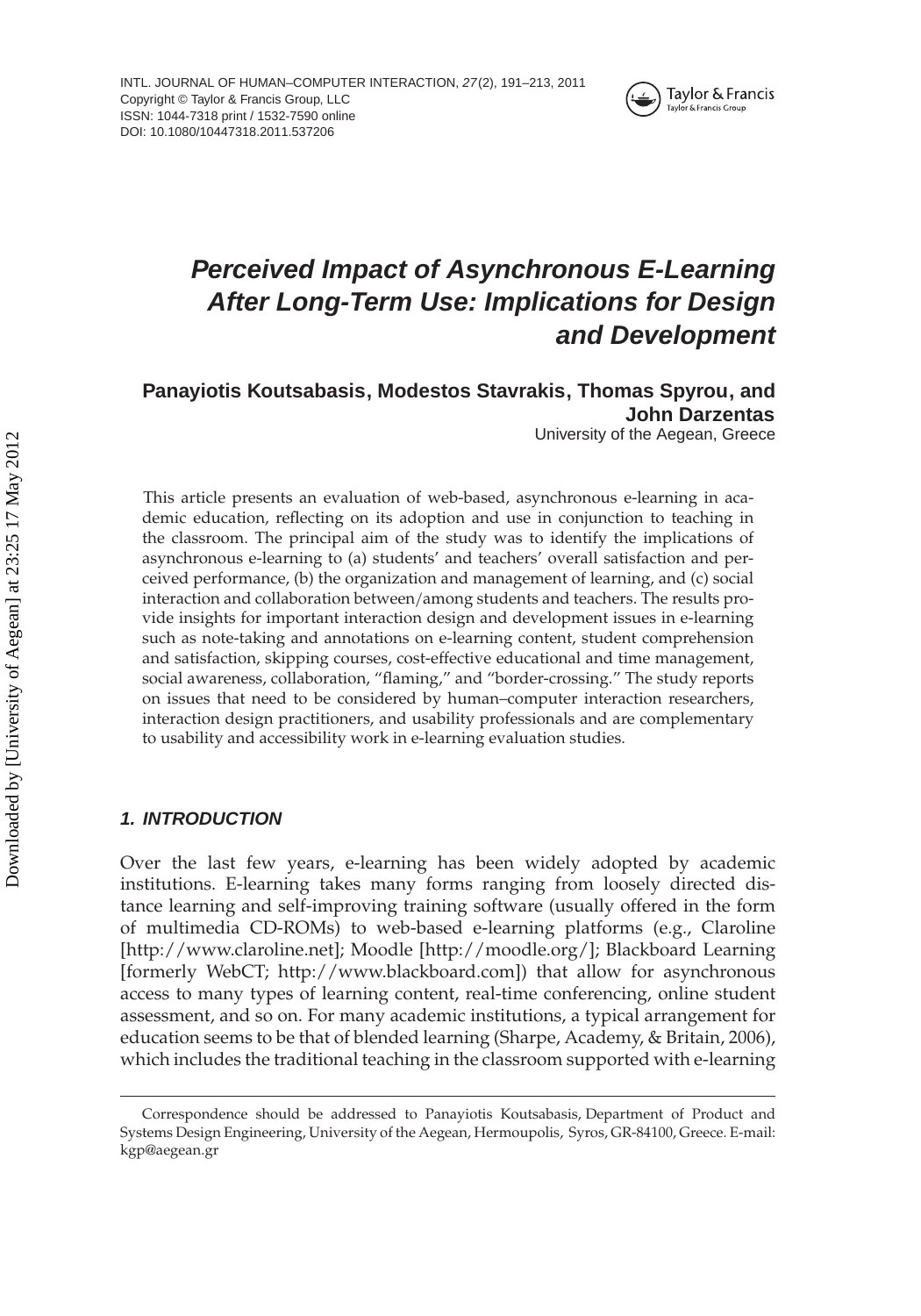# Perceived Impact of Asynchronous E-Learning After Long-Term Use: Implications for Design and Development

**Panayiotis Koutsabasis, Modestos Stavrakis, Thomas Spyrou, and John Darzentas**

University of the Aegean, Greece

This article presents an evaluation of web-based, asynchronous e-learning in academic education, reflecting on its adoption and use in conjunction to teaching in the classroom. The principal aim of the study was to identify the implications of asynchronous e-learning to (a) students' and teachers' overall satisfaction and perceived performance, (b) the organization and management of learning, and (c) social interaction and collaboration between/among students and teachers. The results provide insights for important interaction design and development issues in e-learning such as note-taking and annotations on e-learning content, student comprehension and satisfaction, skipping courses, cost-effective educational and time management, social awareness, collaboration, "flaming," and "border-crossing." The study reports on issues that need to be considered by human–computer interaction researchers, interaction design practitioners, and usability professionals and are complementary to usability and accessibility work in e-learning evaluation studies.

## 1. INTRODUCTION

Over the last few years, e-learning has been widely adopted by academic institutions. E-learning takes many forms ranging from loosely directed distance learning and self-improving training software (usually offered in the form of multimedia CD-ROMs) to web-based e-learning platforms (e.g., Claroline [http://www.claroline.net]; Moodle [http://moodle.org/]; Blackboard Learning [formerly WebCT; http://www.blackboard.com]) that allow for asynchronous access to many types of learning content, real-time conferencing, online student assessment, and so on. For many academic institutions, a typical arrangement for education seems to be that of blended learning (Sharpe, Academy, & Britain, 2006), which includes the traditional teaching in the classroom supported with e-learning

Correspondence should be addressed to Panayiotis Koutsabasis, Department of Product and Systems Design Engineering, University of the Aegean, Hermoupolis, Syros, GR-84100, Greece. E-mail: kgp@aegean.gr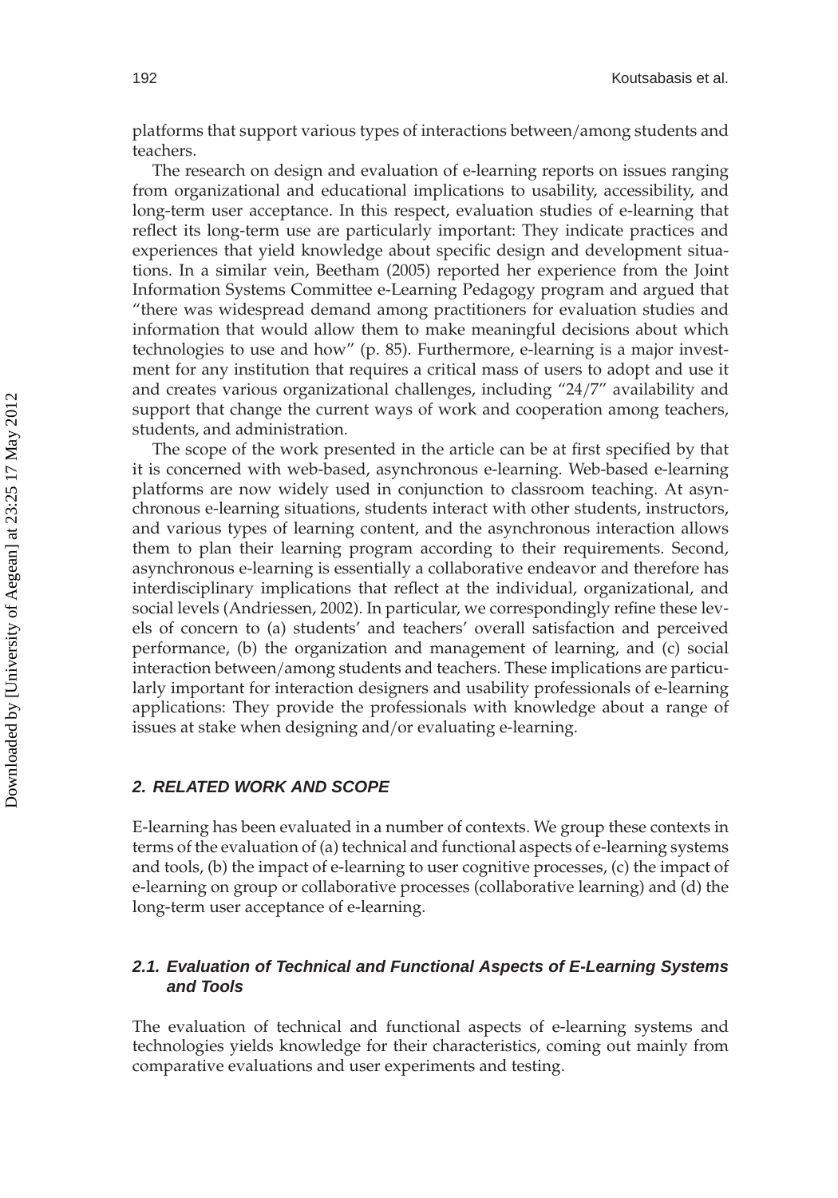platforms that support various types of interactions between/among students and teachers.

The research on design and evaluation of e-learning reports on issues ranging from organizational and educational implications to usability, accessibility, and long-term user acceptance. In this respect, evaluation studies of e-learning that reflect its long-term use are particularly important: They indicate practices and experiences that yield knowledge about specific design and development situations. In a similar vein, Beetham (2005) reported her experience from the Joint Information Systems Committee e-Learning Pedagogy program and argued that "there was widespread demand among practitioners for evaluation studies and information that would allow them to make meaningful decisions about which technologies to use and how" (p. 85). Furthermore, e-learning is a major investment for any institution that requires a critical mass of users to adopt and use it and creates various organizational challenges, including "24/7" availability and support that change the current ways of work and cooperation among teachers, students, and administration.

The scope of the work presented in the article can be at first specified by that it is concerned with web-based, asynchronous e-learning. Web-based e-learning platforms are now widely used in conjunction to classroom teaching. At asynchronous e-learning situations, students interact with other students, instructors, and various types of learning content, and the asynchronous interaction allows them to plan their learning program according to their requirements. Second, asynchronous e-learning is essentially a collaborative endeavor and therefore has interdisciplinary implications that reflect at the individual, organizational, and social levels (Andriessen, 2002). In particular, we correspondingly refine these levels of concern to (a) students' and teachers' overall satisfaction and perceived performance, (b) the organization and management of learning, and (c) social interaction between/among students and teachers. These implications are particularly important for interaction designers and usability professionals of e-learning applications: They provide the professionals with knowledge about a range of issues at stake when designing and/or evaluating e-learning.

## 2. RELATED WORK AND SCOPE

E-learning has been evaluated in a number of contexts. We group these contexts in terms of the evaluation of (a) technical and functional aspects of e-learning systems and tools, (b) the impact of e-learning to user cognitive processes, (c) the impact of e-learning on group or collaborative processes (collaborative learning) and (d) the long-term user acceptance of e-learning.

### 2.1. Evaluation of Technical and Functional Aspects of E-Learning Systems and Tools

The evaluation of technical and functional aspects of e-learning systems and technologies yields knowledge for their characteristics, coming out mainly from comparative evaluations and user experiments and testing.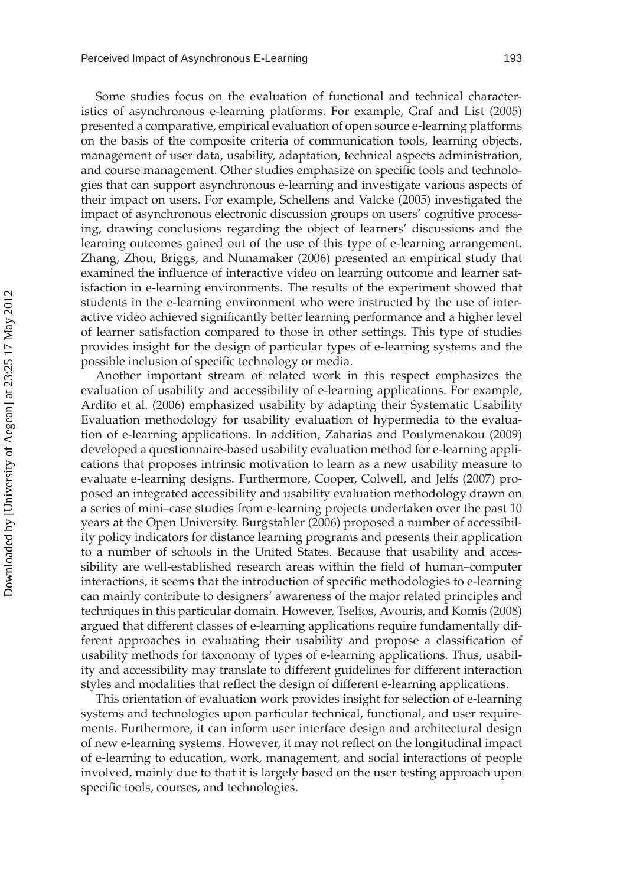Some studies focus on the evaluation of functional and technical characteristics of asynchronous e-learning platforms. For example, Graf and List (2005) presented a comparative, empirical evaluation of open source e-learning platforms on the basis of the composite criteria of communication tools, learning objects, management of user data, usability, adaptation, technical aspects administration, and course management. Other studies emphasize on specific tools and technologies that can support asynchronous e-learning and investigate various aspects of their impact on users. For example, Schellens and Valcke (2005) investigated the impact of asynchronous electronic discussion groups on users' cognitive processing, drawing conclusions regarding the object of learners' discussions and the learning outcomes gained out of the use of this type of e-learning arrangement. Zhang, Zhou, Briggs, and Nunamaker (2006) presented an empirical study that examined the influence of interactive video on learning outcome and learner satisfaction in e-learning environments. The results of the experiment showed that students in the e-learning environment who were instructed by the use of interactive video achieved significantly better learning performance and a higher level of learner satisfaction compared to those in other settings. This type of studies provides insight for the design of particular types of e-learning systems and the possible inclusion of specific technology or media.

Another important stream of related work in this respect emphasizes the evaluation of usability and accessibility of e-learning applications. For example, Ardito et al. (2006) emphasized usability by adapting their Systematic Usability Evaluation methodology for usability evaluation of hypermedia to the evaluation of e-learning applications. In addition, Zaharias and Poulymenakou (2009) developed a questionnaire-based usability evaluation method for e-learning applications that proposes intrinsic motivation to learn as a new usability measure to evaluate e-learning designs. Furthermore, Cooper, Colwell, and Jelfs (2007) proposed an integrated accessibility and usability evaluation methodology drawn on a series of mini–case studies from e-learning projects undertaken over the past 10 years at the Open University. Burgstahler (2006) proposed a number of accessibility policy indicators for distance learning programs and presents their application to a number of schools in the United States. Because that usability and accessibility are well-established research areas within the field of human–computer interactions, it seems that the introduction of specific methodologies to e-learning can mainly contribute to designers' awareness of the major related principles and techniques in this particular domain. However, Tselios, Avouris, and Komis (2008) argued that different classes of e-learning applications require fundamentally different approaches in evaluating their usability and propose a classification of usability methods for taxonomy of types of e-learning applications. Thus, usability and accessibility may translate to different guidelines for different interaction styles and modalities that reflect the design of different e-learning applications.

This orientation of evaluation work provides insight for selection of e-learning systems and technologies upon particular technical, functional, and user requirements. Furthermore, it can inform user interface design and architectural design of new e-learning systems. However, it may not reflect on the longitudinal impact of e-learning to education, work, management, and social interactions of people involved, mainly due to that it is largely based on the user testing approach upon specific tools, courses, and technologies.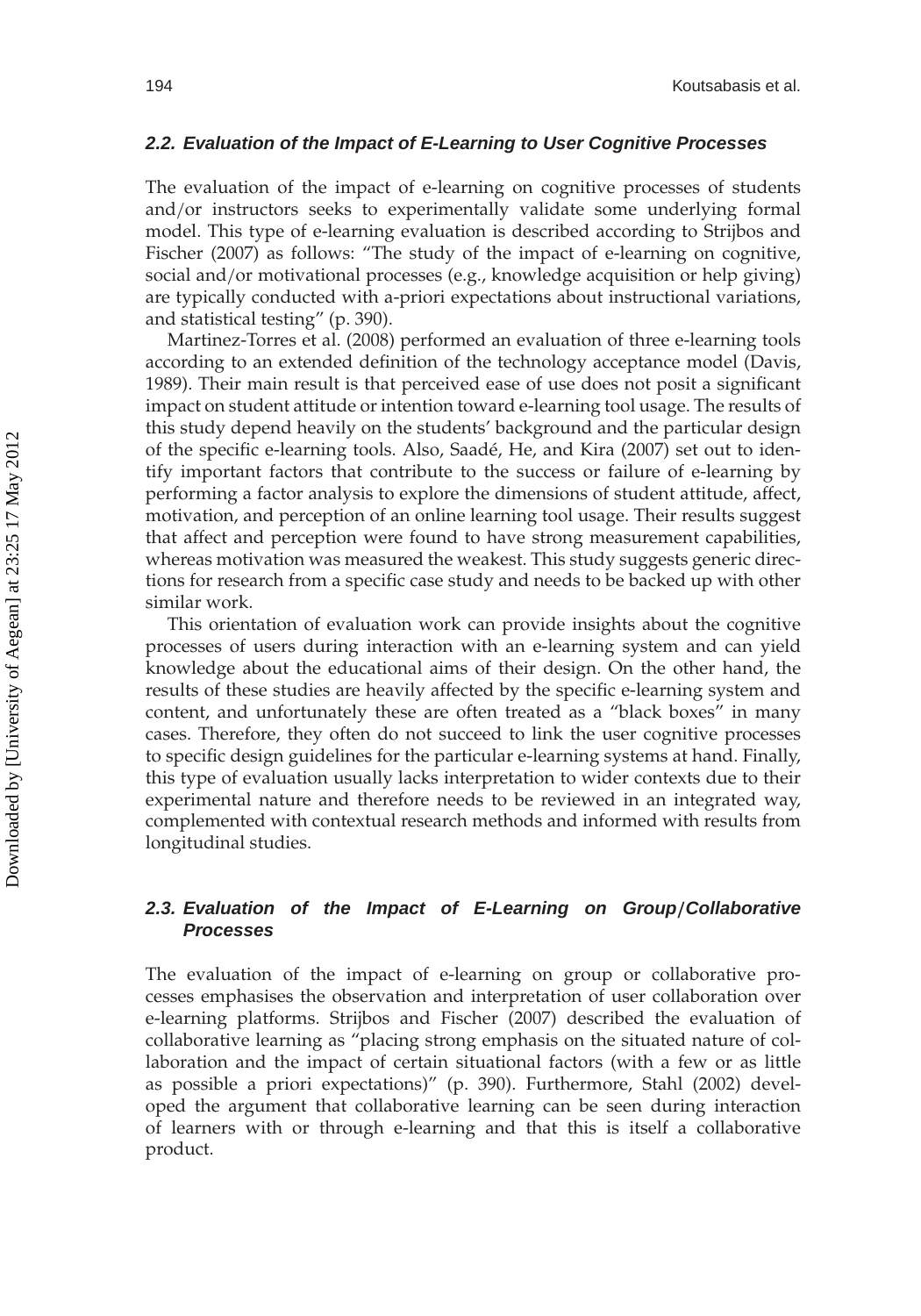### 2.2. Evaluation of the Impact of E-Learning to User Cognitive Processes

The evaluation of the impact of e-learning on cognitive processes of students and/or instructors seeks to experimentally validate some underlying formal model. This type of e-learning evaluation is described according to Strijbos and Fischer (2007) as follows: "The study of the impact of e-learning on cognitive, social and/or motivational processes (e.g., knowledge acquisition or help giving) are typically conducted with a-priori expectations about instructional variations, and statistical testing" (p. 390).

Martinez-Torres et al. (2008) performed an evaluation of three e-learning tools according to an extended definition of the technology acceptance model (Davis, 1989). Their main result is that perceived ease of use does not posit a significant impact on student attitude or intention toward e-learning tool usage. The results of this study depend heavily on the students' background and the particular design of the specific e-learning tools. Also, Saadé, He, and Kira (2007) set out to identify important factors that contribute to the success or failure of e-learning by performing a factor analysis to explore the dimensions of student attitude, affect, motivation, and perception of an online learning tool usage. Their results suggest that affect and perception were found to have strong measurement capabilities, whereas motivation was measured the weakest. This study suggests generic directions for research from a specific case study and needs to be backed up with other similar work.

This orientation of evaluation work can provide insights about the cognitive processes of users during interaction with an e-learning system and can yield knowledge about the educational aims of their design. On the other hand, the results of these studies are heavily affected by the specific e-learning system and content, and unfortunately these are often treated as a "black boxes" in many cases. Therefore, they often do not succeed to link the user cognitive processes to specific design guidelines for the particular e-learning systems at hand. Finally, this type of evaluation usually lacks interpretation to wider contexts due to their experimental nature and therefore needs to be reviewed in an integrated way, complemented with contextual research methods and informed with results from longitudinal studies.

### 2.3. Evaluation of the Impact of E-Learning on Group/Collaborative Processes

The evaluation of the impact of e-learning on group or collaborative processes emphasises the observation and interpretation of user collaboration over e-learning platforms. Strijbos and Fischer (2007) described the evaluation of collaborative learning as "placing strong emphasis on the situated nature of collaboration and the impact of certain situational factors (with a few or as little as possible a priori expectations)" (p. 390). Furthermore, Stahl (2002) developed the argument that collaborative learning can be seen during interaction of learners with or through e-learning and that this is itself a collaborative product.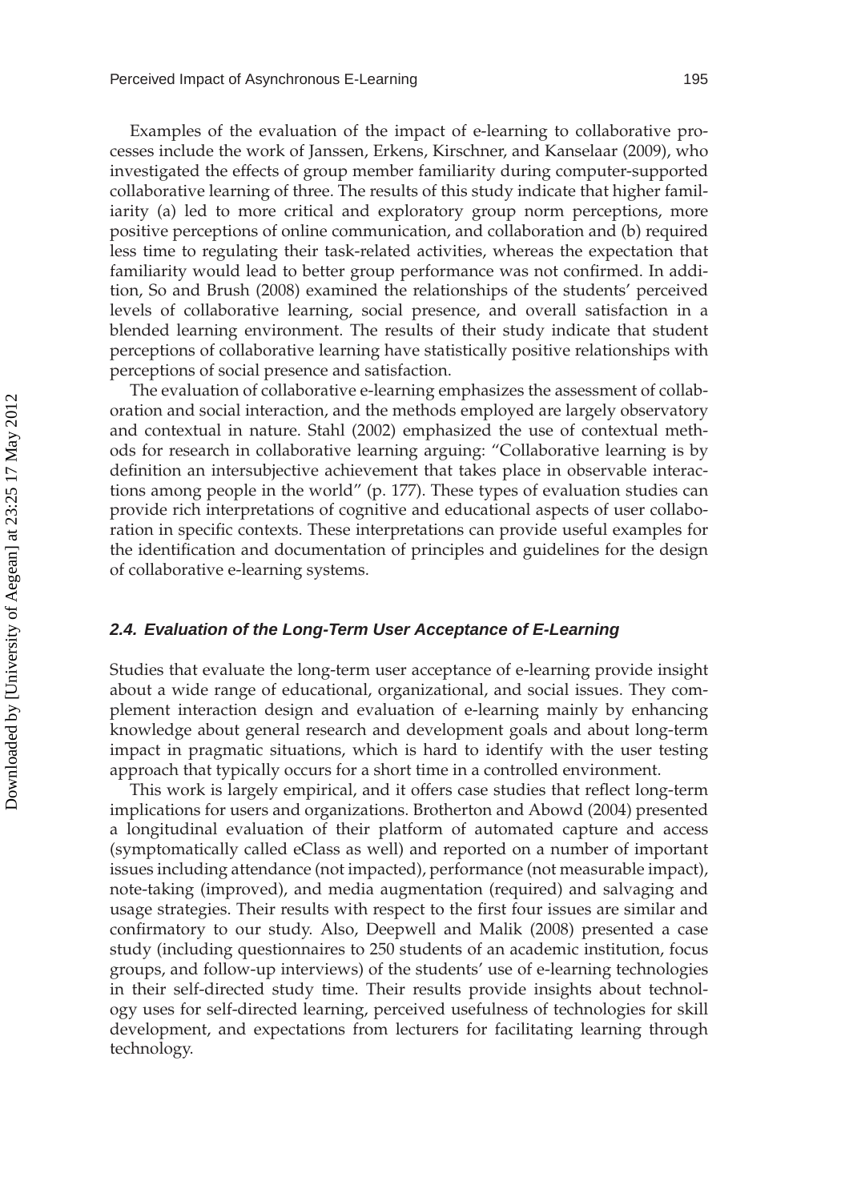Examples of the evaluation of the impact of e-learning to collaborative processes include the work of Janssen, Erkens, Kirschner, and Kanselaar (2009), who investigated the effects of group member familiarity during computer-supported collaborative learning of three. The results of this study indicate that higher familiarity (a) led to more critical and exploratory group norm perceptions, more positive perceptions of online communication, and collaboration and (b) required less time to regulating their task-related activities, whereas the expectation that familiarity would lead to better group performance was not confirmed. In addition, So and Brush (2008) examined the relationships of the students' perceived levels of collaborative learning, social presence, and overall satisfaction in a blended learning environment. The results of their study indicate that student perceptions of collaborative learning have statistically positive relationships with perceptions of social presence and satisfaction.

The evaluation of collaborative e-learning emphasizes the assessment of collaboration and social interaction, and the methods employed are largely observatory and contextual in nature. Stahl (2002) emphasized the use of contextual methods for research in collaborative learning arguing: "Collaborative learning is by definition an intersubjective achievement that takes place in observable interactions among people in the world" (p. 177). These types of evaluation studies can provide rich interpretations of cognitive and educational aspects of user collaboration in specific contexts. These interpretations can provide useful examples for the identification and documentation of principles and guidelines for the design of collaborative e-learning systems.

### *2.4. Evaluation of the Long-Term User Acceptance of E-Learning*

Studies that evaluate the long-term user acceptance of e-learning provide insight about a wide range of educational, organizational, and social issues. They complement interaction design and evaluation of e-learning mainly by enhancing knowledge about general research and development goals and about long-term impact in pragmatic situations, which is hard to identify with the user testing approach that typically occurs for a short time in a controlled environment.

This work is largely empirical, and it offers case studies that reflect long-term implications for users and organizations. Brotherton and Abowd (2004) presented a longitudinal evaluation of their platform of automated capture and access (symptomatically called eClass as well) and reported on a number of important issues including attendance (not impacted), performance (not measurable impact), note-taking (improved), and media augmentation (required) and salvaging and usage strategies. Their results with respect to the first four issues are similar and confirmatory to our study. Also, Deepwell and Malik (2008) presented a case study (including questionnaires to 250 students of an academic institution, focus groups, and follow-up interviews) of the students' use of e-learning technologies in their self-directed study time. Their results provide insights about technology uses for self-directed learning, perceived usefulness of technologies for skill development, and expectations from lecturers for facilitating learning through technology.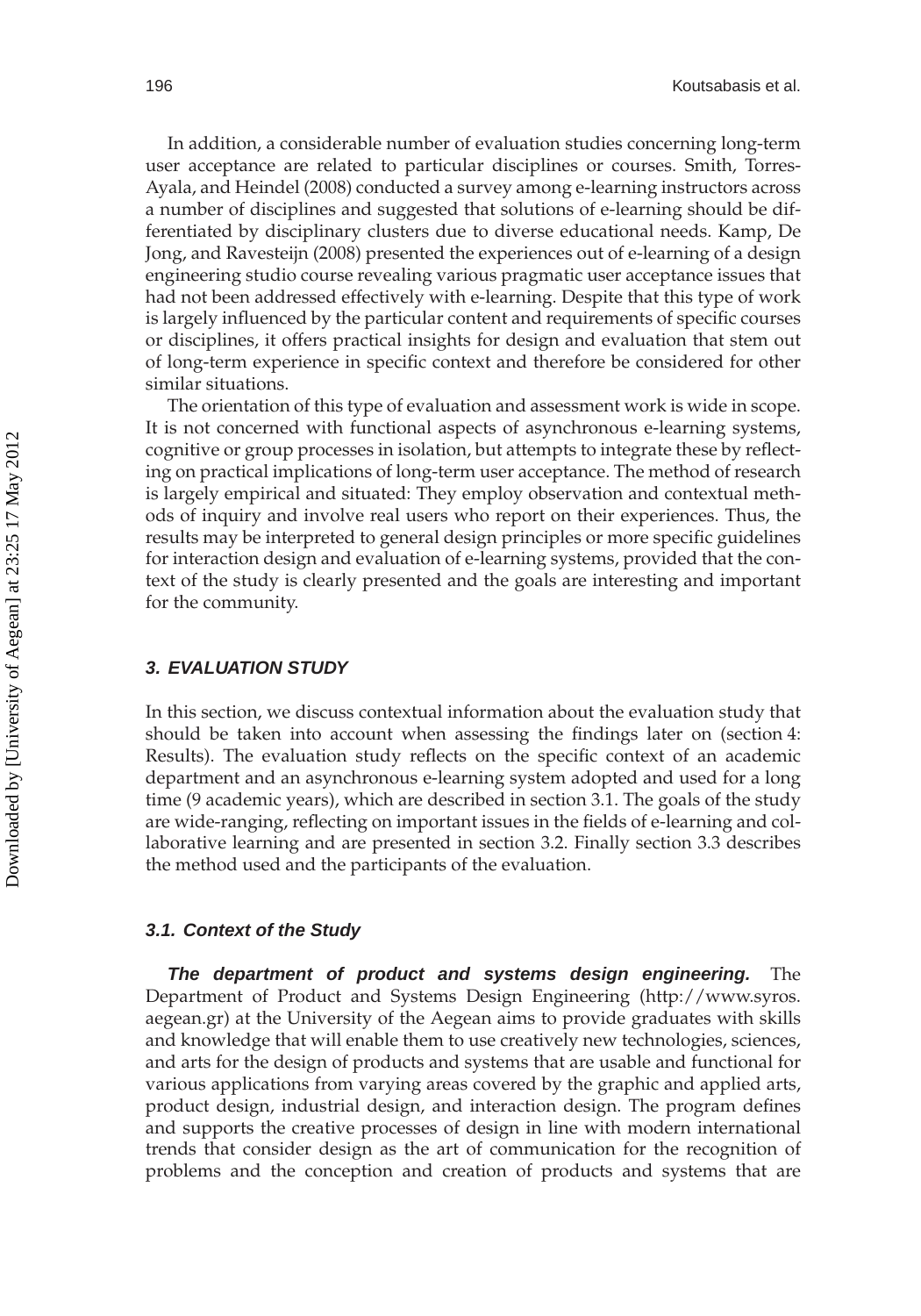In addition, a considerable number of evaluation studies concerning long-term user acceptance are related to particular disciplines or courses. Smith, Torres-Ayala, and Heindel (2008) conducted a survey among e-learning instructors across a number of disciplines and suggested that solutions of e-learning should be differentiated by disciplinary clusters due to diverse educational needs. Kamp, De Jong, and Ravesteijn (2008) presented the experiences out of e-learning of a design engineering studio course revealing various pragmatic user acceptance issues that had not been addressed effectively with e-learning. Despite that this type of work is largely influenced by the particular content and requirements of specific courses or disciplines, it offers practical insights for design and evaluation that stem out of long-term experience in specific context and therefore be considered for other similar situations.

The orientation of this type of evaluation and assessment work is wide in scope. It is not concerned with functional aspects of asynchronous e-learning systems, cognitive or group processes in isolation, but attempts to integrate these by reflecting on practical implications of long-term user acceptance. The method of research is largely empirical and situated: They employ observation and contextual methods of inquiry and involve real users who report on their experiences. Thus, the results may be interpreted to general design principles or more specific guidelines for interaction design and evaluation of e-learning systems, provided that the context of the study is clearly presented and the goals are interesting and important for the community.

## 3. EVALUATION STUDY

In this section, we discuss contextual information about the evaluation study that should be taken into account when assessing the findings later on (section 4: Results). The evaluation study reflects on the specific context of an academic department and an asynchronous e-learning system adopted and used for a long time (9 academic years), which are described in section 3.1. The goals of the study are wide-ranging, reflecting on important issues in the fields of e-learning and collaborative learning and are presented in section 3.2. Finally section 3.3 describes the method used and the participants of the evaluation.

### 3.1. Context of the Study

***The department of product and systems design engineering.*** The Department of Product and Systems Design Engineering (http://www.syros.aegean.gr) at the University of the Aegean aims to provide graduates with skills and knowledge that will enable them to use creatively new technologies, sciences, and arts for the design of products and systems that are usable and functional for various applications from varying areas covered by the graphic and applied arts, product design, industrial design, and interaction design. The program defines and supports the creative processes of design in line with modern international trends that consider design as the art of communication for the recognition of problems and the conception and creation of products and systems that are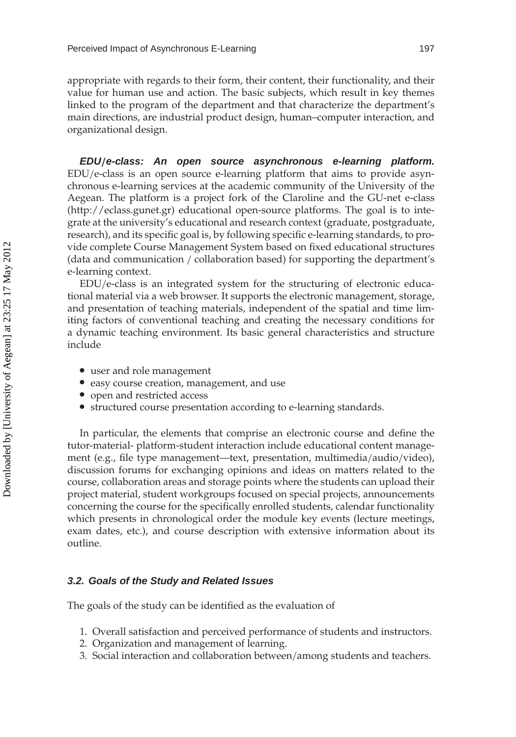appropriate with regards to their form, their content, their functionality, and their value for human use and action. The basic subjects, which result in key themes linked to the program of the department and that characterize the department's main directions, are industrial product design, human–computer interaction, and organizational design.

***EDU/e-class: An open source asynchronous e-learning platform.*** EDU/e-class is an open source e-learning platform that aims to provide asynchronous e-learning services at the academic community of the University of the Aegean. The platform is a project fork of the Claroline and the GU-net e-class (http://eclass.gunet.gr) educational open-source platforms. The goal is to integrate at the university's educational and research context (graduate, postgraduate, research), and its specific goal is, by following specific e-learning standards, to provide complete Course Management System based on fixed educational structures (data and communication / collaboration based) for supporting the department's e-learning context.

EDU/e-class is an integrated system for the structuring of electronic educational material via a web browser. It supports the electronic management, storage, and presentation of teaching materials, independent of the spatial and time limiting factors of conventional teaching and creating the necessary conditions for a dynamic teaching environment. Its basic general characteristics and structure include

- user and role management
- easy course creation, management, and use
- open and restricted access
- structured course presentation according to e-learning standards.

In particular, the elements that comprise an electronic course and define the tutor-material- platform-student interaction include educational content management (e.g., file type management—text, presentation, multimedia/audio/video), discussion forums for exchanging opinions and ideas on matters related to the course, collaboration areas and storage points where the students can upload their project material, student workgroups focused on special projects, announcements concerning the course for the specifically enrolled students, calendar functionality which presents in chronological order the module key events (lecture meetings, exam dates, etc.), and course description with extensive information about its outline.

### *3.2. Goals of the Study and Related Issues*

The goals of the study can be identified as the evaluation of

1. Overall satisfaction and perceived performance of students and instructors.
2. Organization and management of learning.
3. Social interaction and collaboration between/among students and teachers.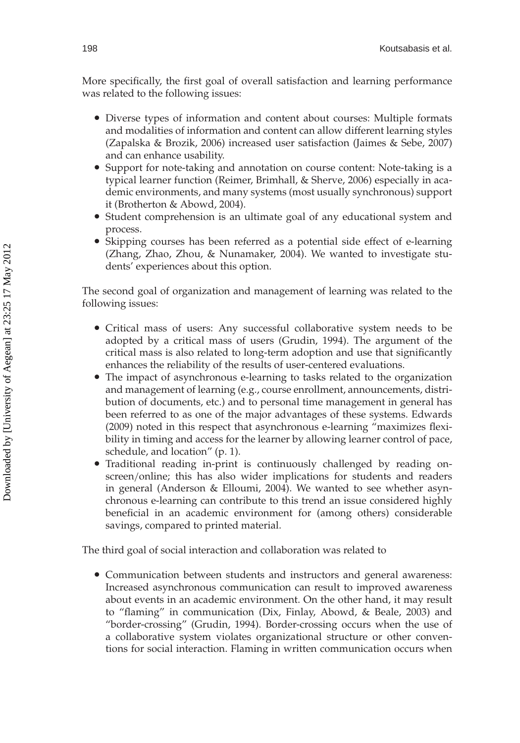More specifically, the first goal of overall satisfaction and learning performance was related to the following issues:

- Diverse types of information and content about courses: Multiple formats and modalities of information and content can allow different learning styles (Zapalska & Brozik, 2006) increased user satisfaction (Jaimes & Sebe, 2007) and can enhance usability.
- Support for note-taking and annotation on course content: Note-taking is a typical learner function (Reimer, Brimhall, & Sherve, 2006) especially in academic environments, and many systems (most usually synchronous) support it (Brotherton & Abowd, 2004).
- Student comprehension is an ultimate goal of any educational system and process.
- Skipping courses has been referred as a potential side effect of e-learning (Zhang, Zhao, Zhou, & Nunamaker, 2004). We wanted to investigate students' experiences about this option.

The second goal of organization and management of learning was related to the following issues:

- Critical mass of users: Any successful collaborative system needs to be adopted by a critical mass of users (Grudin, 1994). The argument of the critical mass is also related to long-term adoption and use that significantly enhances the reliability of the results of user-centered evaluations.
- The impact of asynchronous e-learning to tasks related to the organization and management of learning (e.g., course enrollment, announcements, distribution of documents, etc.) and to personal time management in general has been referred to as one of the major advantages of these systems. Edwards (2009) noted in this respect that asynchronous e-learning "maximizes flexibility in timing and access for the learner by allowing learner control of pace, schedule, and location" (p. 1).
- Traditional reading in-print is continuously challenged by reading on-screen/online; this has also wider implications for students and readers in general (Anderson & Elloumi, 2004). We wanted to see whether asynchronous e-learning can contribute to this trend an issue considered highly beneficial in an academic environment for (among others) considerable savings, compared to printed material.

The third goal of social interaction and collaboration was related to

- Communication between students and instructors and general awareness: Increased asynchronous communication can result to improved awareness about events in an academic environment. On the other hand, it may result to "flaming" in communication (Dix, Finlay, Abowd, & Beale, 2003) and "border-crossing" (Grudin, 1994). Border-crossing occurs when the use of a collaborative system violates organizational structure or other conventions for social interaction. Flaming in written communication occurs when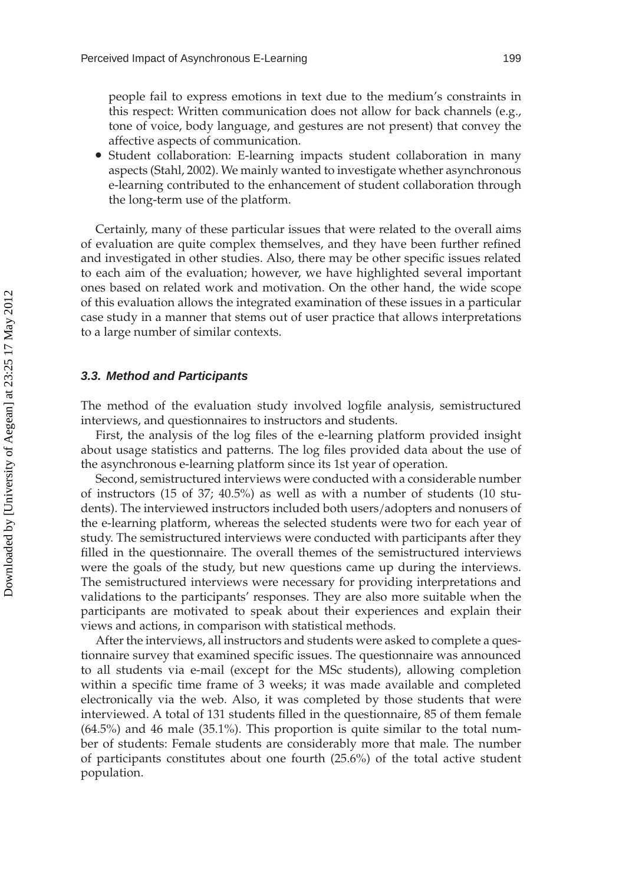people fail to express emotions in text due to the medium's constraints in this respect: Written communication does not allow for back channels (e.g., tone of voice, body language, and gestures are not present) that convey the affective aspects of communication.

- Student collaboration: E-learning impacts student collaboration in many aspects (Stahl, 2002). We mainly wanted to investigate whether asynchronous e-learning contributed to the enhancement of student collaboration through the long-term use of the platform.

Certainly, many of these particular issues that were related to the overall aims of evaluation are quite complex themselves, and they have been further refined and investigated in other studies. Also, there may be other specific issues related to each aim of the evaluation; however, we have highlighted several important ones based on related work and motivation. On the other hand, the wide scope of this evaluation allows the integrated examination of these issues in a particular case study in a manner that stems out of user practice that allows interpretations to a large number of similar contexts.

### *3.3. Method and Participants*

The method of the evaluation study involved logfile analysis, semistructured interviews, and questionnaires to instructors and students.

First, the analysis of the log files of the e-learning platform provided insight about usage statistics and patterns. The log files provided data about the use of the asynchronous e-learning platform since its 1st year of operation.

Second, semistructured interviews were conducted with a considerable number of instructors (15 of 37; 40.5%) as well as with a number of students (10 students). The interviewed instructors included both users/adopters and nonusers of the e-learning platform, whereas the selected students were two for each year of study. The semistructured interviews were conducted with participants after they filled in the questionnaire. The overall themes of the semistructured interviews were the goals of the study, but new questions came up during the interviews. The semistructured interviews were necessary for providing interpretations and validations to the participants' responses. They are also more suitable when the participants are motivated to speak about their experiences and explain their views and actions, in comparison with statistical methods.

After the interviews, all instructors and students were asked to complete a questionnaire survey that examined specific issues. The questionnaire was announced to all students via e-mail (except for the MSc students), allowing completion within a specific time frame of 3 weeks; it was made available and completed electronically via the web. Also, it was completed by those students that were interviewed. A total of 131 students filled in the questionnaire, 85 of them female (64.5%) and 46 male (35.1%). This proportion is quite similar to the total number of students: Female students are considerably more that male. The number of participants constitutes about one fourth (25.6%) of the total active student population.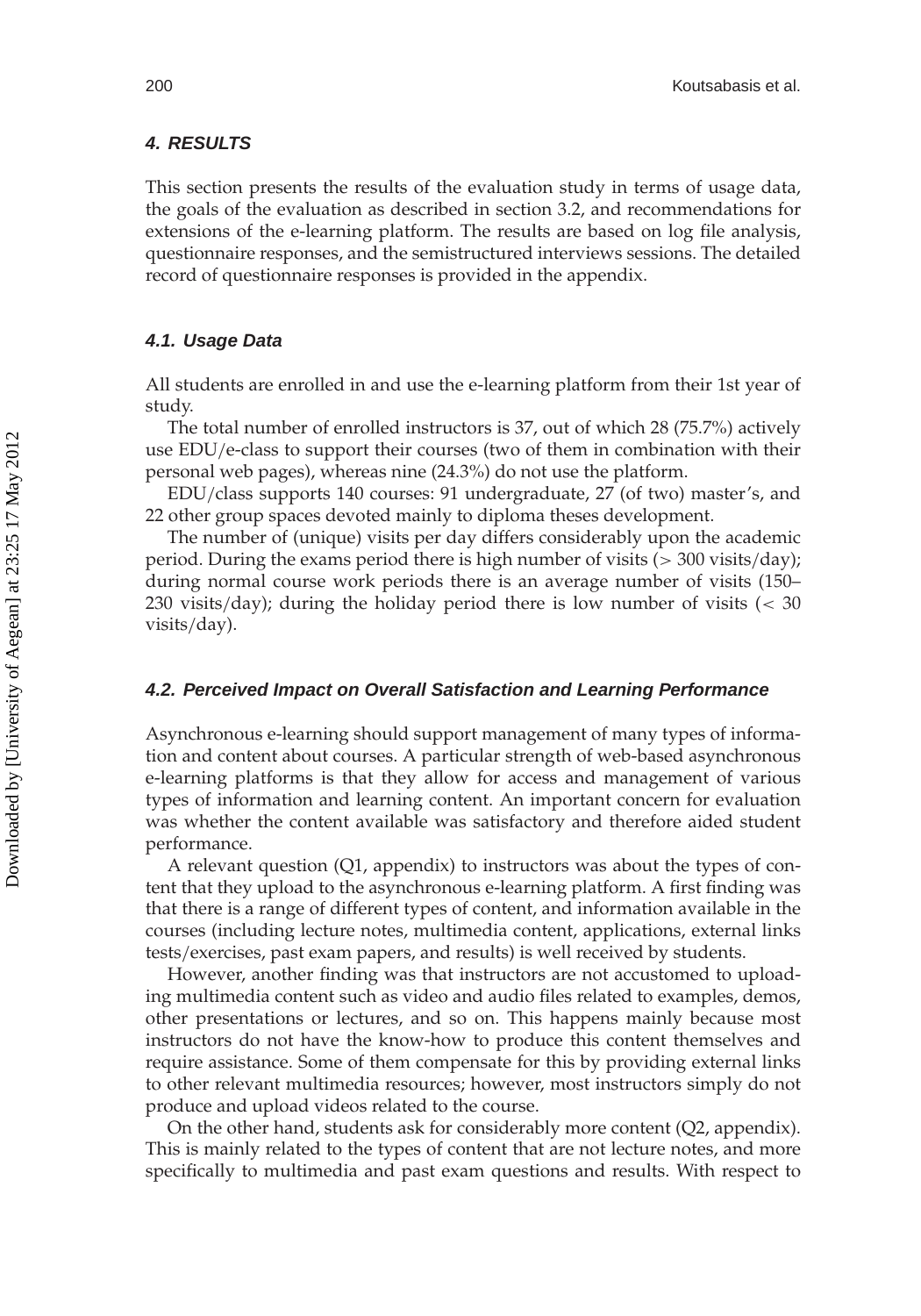### 4. RESULTS

This section presents the results of the evaluation study in terms of usage data, the goals of the evaluation as described in section 3.2, and recommendations for extensions of the e-learning platform. The results are based on log file analysis, questionnaire responses, and the semistructured interviews sessions. The detailed record of questionnaire responses is provided in the appendix.

#### 4.1. Usage Data

All students are enrolled in and use the e-learning platform from their 1st year of study.

The total number of enrolled instructors is 37, out of which 28 (75.7%) actively use EDU/e-class to support their courses (two of them in combination with their personal web pages), whereas nine (24.3%) do not use the platform.

EDU/class supports 140 courses: 91 undergraduate, 27 (of two) master's, and 22 other group spaces devoted mainly to diploma theses development.

The number of (unique) visits per day differs considerably upon the academic period. During the exams period there is high number of visits (> 300 visits/day); during normal course work periods there is an average number of visits (150–230 visits/day); during the holiday period there is low number of visits (< 30 visits/day).

#### 4.2. Perceived Impact on Overall Satisfaction and Learning Performance

Asynchronous e-learning should support management of many types of information and content about courses. A particular strength of web-based asynchronous e-learning platforms is that they allow for access and management of various types of information and learning content. An important concern for evaluation was whether the content available was satisfactory and therefore aided student performance.

A relevant question (Q1, appendix) to instructors was about the types of content that they upload to the asynchronous e-learning platform. A first finding was that there is a range of different types of content, and information available in the courses (including lecture notes, multimedia content, applications, external links tests/exercises, past exam papers, and results) is well received by students.

However, another finding was that instructors are not accustomed to uploading multimedia content such as video and audio files related to examples, demos, other presentations or lectures, and so on. This happens mainly because most instructors do not have the know-how to produce this content themselves and require assistance. Some of them compensate for this by providing external links to other relevant multimedia resources; however, most instructors simply do not produce and upload videos related to the course.

On the other hand, students ask for considerably more content (Q2, appendix). This is mainly related to the types of content that are not lecture notes, and more specifically to multimedia and past exam questions and results. With respect to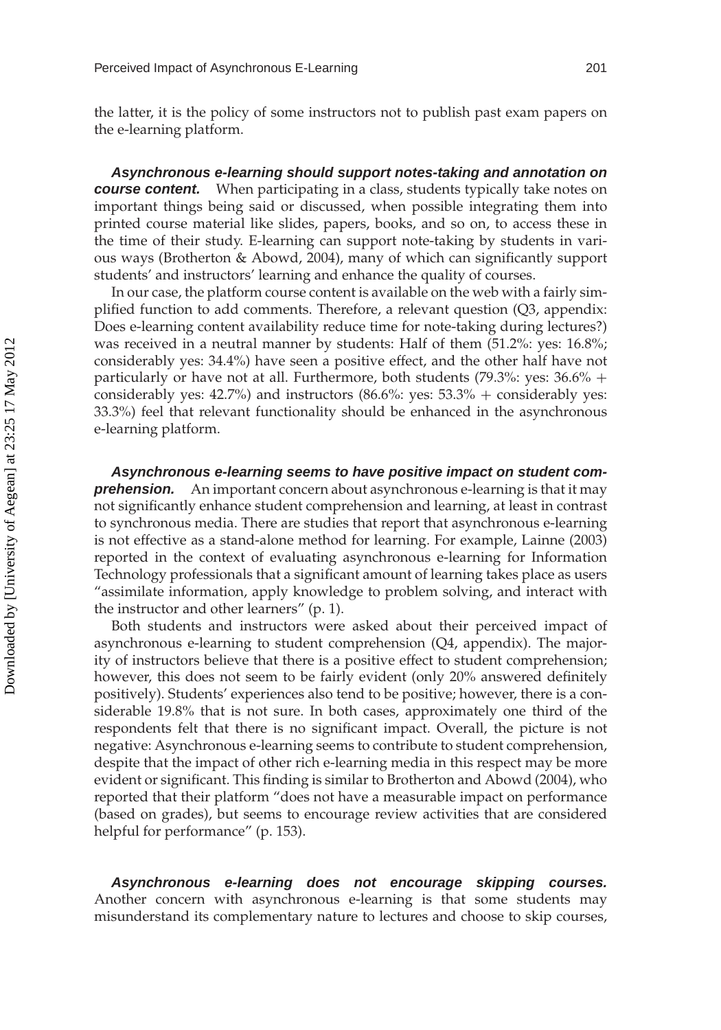the latter, it is the policy of some instructors not to publish past exam papers on the e-learning platform.

***Asynchronous e-learning should support notes-taking and annotation on course content.*** When participating in a class, students typically take notes on important things being said or discussed, when possible integrating them into printed course material like slides, papers, books, and so on, to access these in the time of their study. E-learning can support note-taking by students in various ways (Brotherton & Abowd, 2004), many of which can significantly support students' and instructors' learning and enhance the quality of courses.

In our case, the platform course content is available on the web with a fairly simplified function to add comments. Therefore, a relevant question (Q3, appendix: Does e-learning content availability reduce time for note-taking during lectures?) was received in a neutral manner by students: Half of them (51.2%: yes: 16.8%; considerably yes: 34.4%) have seen a positive effect, and the other half have not particularly or have not at all. Furthermore, both students (79.3%: yes: 36.6% + considerably yes: 42.7%) and instructors (86.6%: yes: 53.3% + considerably yes: 33.3%) feel that relevant functionality should be enhanced in the asynchronous e-learning platform.

***Asynchronous e-learning seems to have positive impact on student comprehension.*** An important concern about asynchronous e-learning is that it may not significantly enhance student comprehension and learning, at least in contrast to synchronous media. There are studies that report that asynchronous e-learning is not effective as a stand-alone method for learning. For example, Lainne (2003) reported in the context of evaluating asynchronous e-learning for Information Technology professionals that a significant amount of learning takes place as users "assimilate information, apply knowledge to problem solving, and interact with the instructor and other learners" (p. 1).

Both students and instructors were asked about their perceived impact of asynchronous e-learning to student comprehension (Q4, appendix). The majority of instructors believe that there is a positive effect to student comprehension; however, this does not seem to be fairly evident (only 20% answered definitely positively). Students' experiences also tend to be positive; however, there is a considerable 19.8% that is not sure. In both cases, approximately one third of the respondents felt that there is no significant impact. Overall, the picture is not negative: Asynchronous e-learning seems to contribute to student comprehension, despite that the impact of other rich e-learning media in this respect may be more evident or significant. This finding is similar to Brotherton and Abowd (2004), who reported that their platform "does not have a measurable impact on performance (based on grades), but seems to encourage review activities that are considered helpful for performance" (p. 153).

***Asynchronous e-learning does not encourage skipping courses.*** Another concern with asynchronous e-learning is that some students may misunderstand its complementary nature to lectures and choose to skip courses,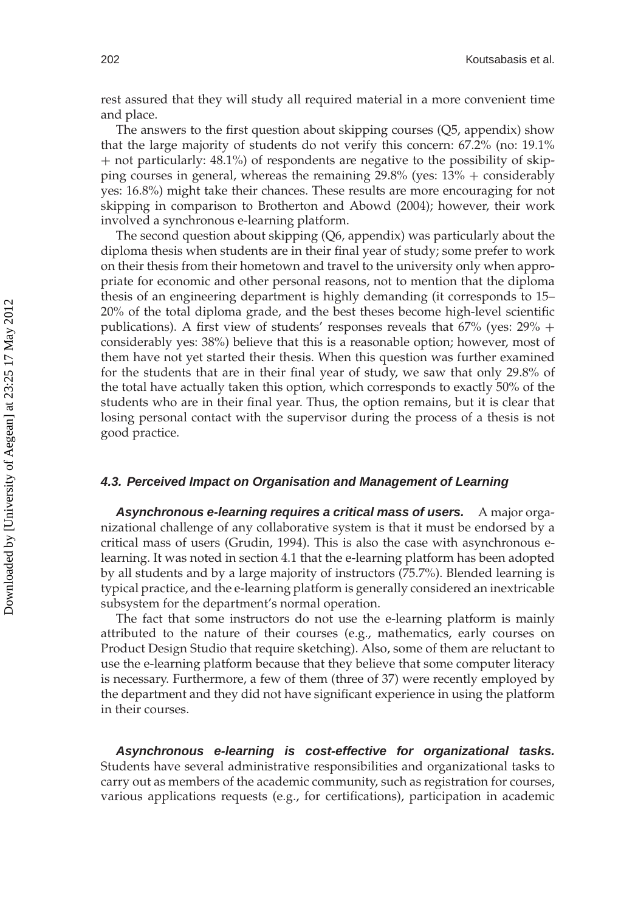rest assured that they will study all required material in a more convenient time and place.

The answers to the first question about skipping courses (Q5, appendix) show that the large majority of students do not verify this concern: 67.2% (no: 19.1% + not particularly: 48.1%) of respondents are negative to the possibility of skipping courses in general, whereas the remaining 29.8% (yes: 13% + considerably yes: 16.8%) might take their chances. These results are more encouraging for not skipping in comparison to Brotherton and Abowd (2004); however, their work involved a synchronous e-learning platform.

The second question about skipping (Q6, appendix) was particularly about the diploma thesis when students are in their final year of study; some prefer to work on their thesis from their hometown and travel to the university only when appropriate for economic and other personal reasons, not to mention that the diploma thesis of an engineering department is highly demanding (it corresponds to 15–20% of the total diploma grade, and the best theses become high-level scientific publications). A first view of students' responses reveals that 67% (yes: 29% + considerably yes: 38%) believe that this is a reasonable option; however, most of them have not yet started their thesis. When this question was further examined for the students that are in their final year of study, we saw that only 29.8% of the total have actually taken this option, which corresponds to exactly 50% of the students who are in their final year. Thus, the option remains, but it is clear that losing personal contact with the supervisor during the process of a thesis is not good practice.

### 4.3. Perceived Impact on Organisation and Management of Learning

***Asynchronous e-learning requires a critical mass of users.*** A major organizational challenge of any collaborative system is that it must be endorsed by a critical mass of users (Grudin, 1994). This is also the case with asynchronous e-learning. It was noted in section 4.1 that the e-learning platform has been adopted by all students and by a large majority of instructors (75.7%). Blended learning is typical practice, and the e-learning platform is generally considered an inextricable subsystem for the department's normal operation.

The fact that some instructors do not use the e-learning platform is mainly attributed to the nature of their courses (e.g., mathematics, early courses on Product Design Studio that require sketching). Also, some of them are reluctant to use the e-learning platform because that they believe that some computer literacy is necessary. Furthermore, a few of them (three of 37) were recently employed by the department and they did not have significant experience in using the platform in their courses.

***Asynchronous e-learning is cost-effective for organizational tasks.*** Students have several administrative responsibilities and organizational tasks to carry out as members of the academic community, such as registration for courses, various applications requests (e.g., for certifications), participation in academic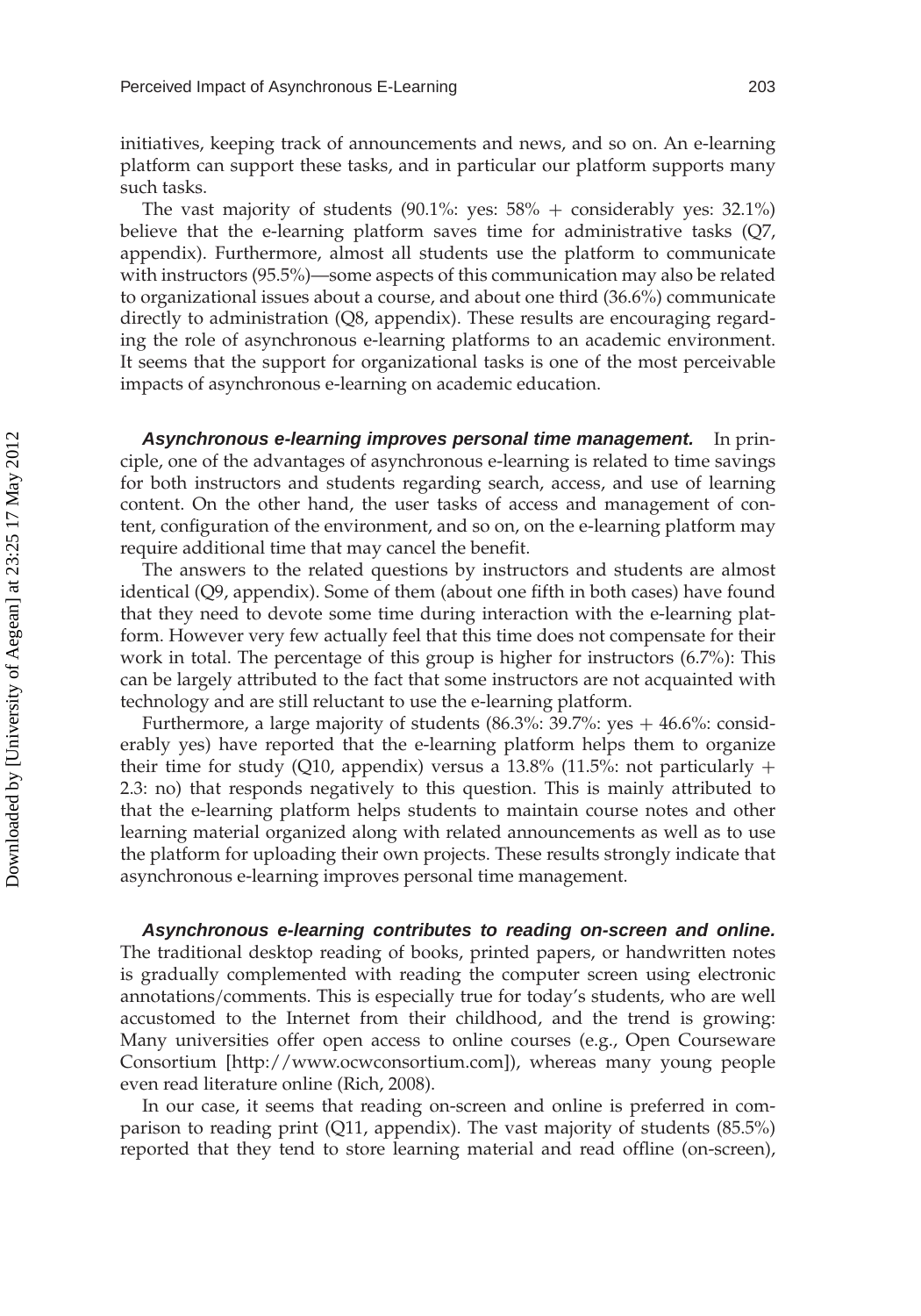initiatives, keeping track of announcements and news, and so on. An e-learning platform can support these tasks, and in particular our platform supports many such tasks.

The vast majority of students (90.1%: yes: 58% + considerably yes: 32.1%) believe that the e-learning platform saves time for administrative tasks (Q7, appendix). Furthermore, almost all students use the platform to communicate with instructors (95.5%)—some aspects of this communication may also be related to organizational issues about a course, and about one third (36.6%) communicate directly to administration (Q8, appendix). These results are encouraging regarding the role of asynchronous e-learning platforms to an academic environment. It seems that the support for organizational tasks is one of the most perceivable impacts of asynchronous e-learning on academic education.

***Asynchronous e-learning improves personal time management.*** In principle, one of the advantages of asynchronous e-learning is related to time savings for both instructors and students regarding search, access, and use of learning content. On the other hand, the user tasks of access and management of content, configuration of the environment, and so on, on the e-learning platform may require additional time that may cancel the benefit.

The answers to the related questions by instructors and students are almost identical (Q9, appendix). Some of them (about one fifth in both cases) have found that they need to devote some time during interaction with the e-learning platform. However very few actually feel that this time does not compensate for their work in total. The percentage of this group is higher for instructors (6.7%): This can be largely attributed to the fact that some instructors are not acquainted with technology and are still reluctant to use the e-learning platform.

Furthermore, a large majority of students (86.3%: 39.7%: yes + 46.6%: considerably yes) have reported that the e-learning platform helps them to organize their time for study (Q10, appendix) versus a 13.8% (11.5%: not particularly + 2.3: no) that responds negatively to this question. This is mainly attributed to that the e-learning platform helps students to maintain course notes and other learning material organized along with related announcements as well as to use the platform for uploading their own projects. These results strongly indicate that asynchronous e-learning improves personal time management.

***Asynchronous e-learning contributes to reading on-screen and online.*** The traditional desktop reading of books, printed papers, or handwritten notes is gradually complemented with reading the computer screen using electronic annotations/comments. This is especially true for today's students, who are well accustomed to the Internet from their childhood, and the trend is growing: Many universities offer open access to online courses (e.g., Open Courseware Consortium [http://www.ocwconsortium.com]), whereas many young people even read literature online (Rich, 2008).

In our case, it seems that reading on-screen and online is preferred in comparison to reading print (Q11, appendix). The vast majority of students (85.5%) reported that they tend to store learning material and read offline (on-screen),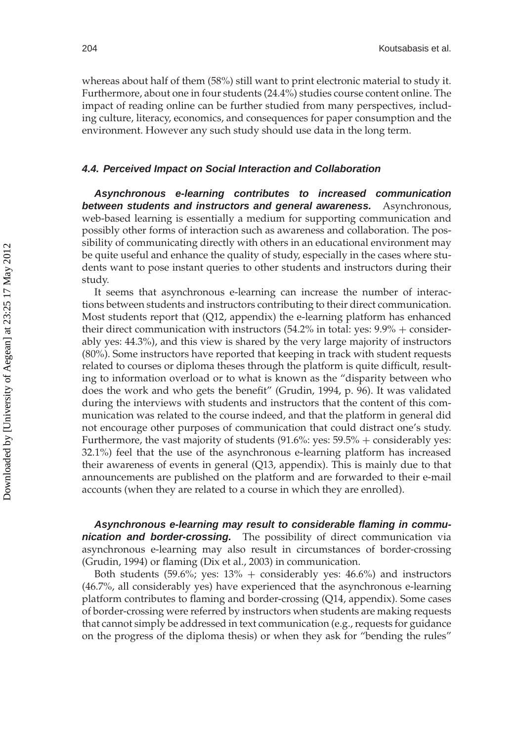whereas about half of them (58%) still want to print electronic material to study it. Furthermore, about one in four students (24.4%) studies course content online. The impact of reading online can be further studied from many perspectives, including culture, literacy, economics, and consequences for paper consumption and the environment. However any such study should use data in the long term.

### 4.4. Perceived Impact on Social Interaction and Collaboration

***Asynchronous e-learning contributes to increased communication between students and instructors and general awareness.*** Asynchronous, web-based learning is essentially a medium for supporting communication and possibly other forms of interaction such as awareness and collaboration. The possibility of communicating directly with others in an educational environment may be quite useful and enhance the quality of study, especially in the cases where students want to pose instant queries to other students and instructors during their study.

It seems that asynchronous e-learning can increase the number of interactions between students and instructors contributing to their direct communication. Most students report that (Q12, appendix) the e-learning platform has enhanced their direct communication with instructors (54.2% in total: yes: 9.9% + considerably yes: 44.3%), and this view is shared by the very large majority of instructors (80%). Some instructors have reported that keeping in track with student requests related to courses or diploma theses through the platform is quite difficult, resulting to information overload or to what is known as the "disparity between who does the work and who gets the benefit" (Grudin, 1994, p. 96). It was validated during the interviews with students and instructors that the content of this communication was related to the course indeed, and that the platform in general did not encourage other purposes of communication that could distract one's study. Furthermore, the vast majority of students (91.6%: yes: 59.5% + considerably yes: 32.1%) feel that the use of the asynchronous e-learning platform has increased their awareness of events in general (Q13, appendix). This is mainly due to that announcements are published on the platform and are forwarded to their e-mail accounts (when they are related to a course in which they are enrolled).

***Asynchronous e-learning may result to considerable flaming in communication and border-crossing.*** The possibility of direct communication via asynchronous e-learning may also result in circumstances of border-crossing (Grudin, 1994) or flaming (Dix et al., 2003) in communication.

Both students (59.6%; yes: 13% + considerably yes: 46.6%) and instructors (46.7%, all considerably yes) have experienced that the asynchronous e-learning platform contributes to flaming and border-crossing (Q14, appendix). Some cases of border-crossing were referred by instructors when students are making requests that cannot simply be addressed in text communication (e.g., requests for guidance on the progress of the diploma thesis) or when they ask for "bending the rules"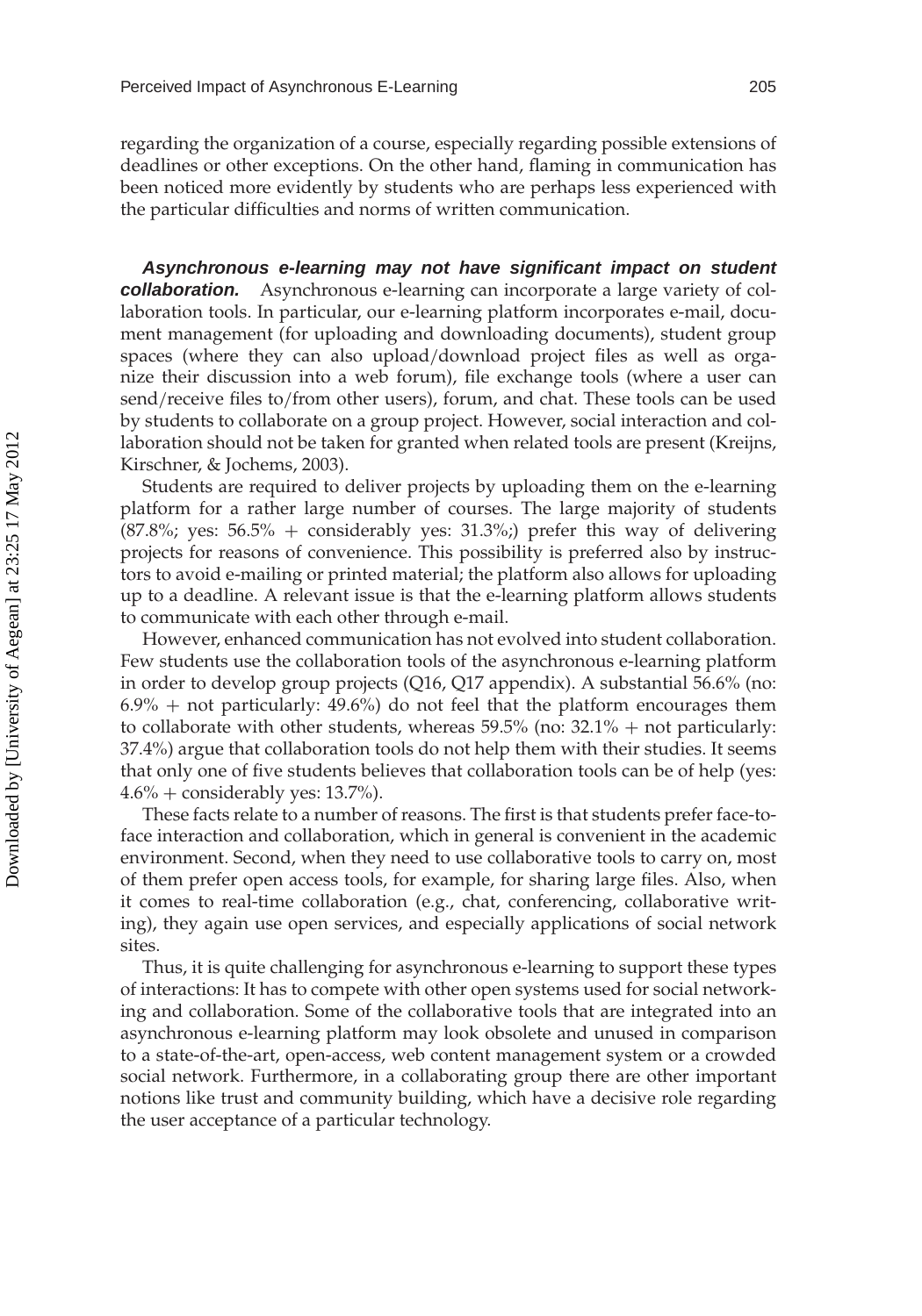regarding the organization of a course, especially regarding possible extensions of deadlines or other exceptions. On the other hand, flaming in communication has been noticed more evidently by students who are perhaps less experienced with the particular difficulties and norms of written communication.

***Asynchronous e-learning may not have significant impact on student collaboration.*** Asynchronous e-learning can incorporate a large variety of collaboration tools. In particular, our e-learning platform incorporates e-mail, document management (for uploading and downloading documents), student group spaces (where they can also upload/download project files as well as organize their discussion into a web forum), file exchange tools (where a user can send/receive files to/from other users), forum, and chat. These tools can be used by students to collaborate on a group project. However, social interaction and collaboration should not be taken for granted when related tools are present (Kreijns, Kirschner, & Jochems, 2003).

Students are required to deliver projects by uploading them on the e-learning platform for a rather large number of courses. The large majority of students (87.8%; yes: 56.5% + considerably yes: 31.3%;) prefer this way of delivering projects for reasons of convenience. This possibility is preferred also by instructors to avoid e-mailing or printed material; the platform also allows for uploading up to a deadline. A relevant issue is that the e-learning platform allows students to communicate with each other through e-mail.

However, enhanced communication has not evolved into student collaboration. Few students use the collaboration tools of the asynchronous e-learning platform in order to develop group projects (Q16, Q17 appendix). A substantial 56.6% (no: 6.9% + not particularly: 49.6%) do not feel that the platform encourages them to collaborate with other students, whereas 59.5% (no: 32.1% + not particularly: 37.4%) argue that collaboration tools do not help them with their studies. It seems that only one of five students believes that collaboration tools can be of help (yes: 4.6% + considerably yes: 13.7%).

These facts relate to a number of reasons. The first is that students prefer face-to-face interaction and collaboration, which in general is convenient in the academic environment. Second, when they need to use collaborative tools to carry on, most of them prefer open access tools, for example, for sharing large files. Also, when it comes to real-time collaboration (e.g., chat, conferencing, collaborative writing), they again use open services, and especially applications of social network sites.

Thus, it is quite challenging for asynchronous e-learning to support these types of interactions: It has to compete with other open systems used for social networking and collaboration. Some of the collaborative tools that are integrated into an asynchronous e-learning platform may look obsolete and unused in comparison to a state-of-the-art, open-access, web content management system or a crowded social network. Furthermore, in a collaborating group there are other important notions like trust and community building, which have a decisive role regarding the user acceptance of a particular technology.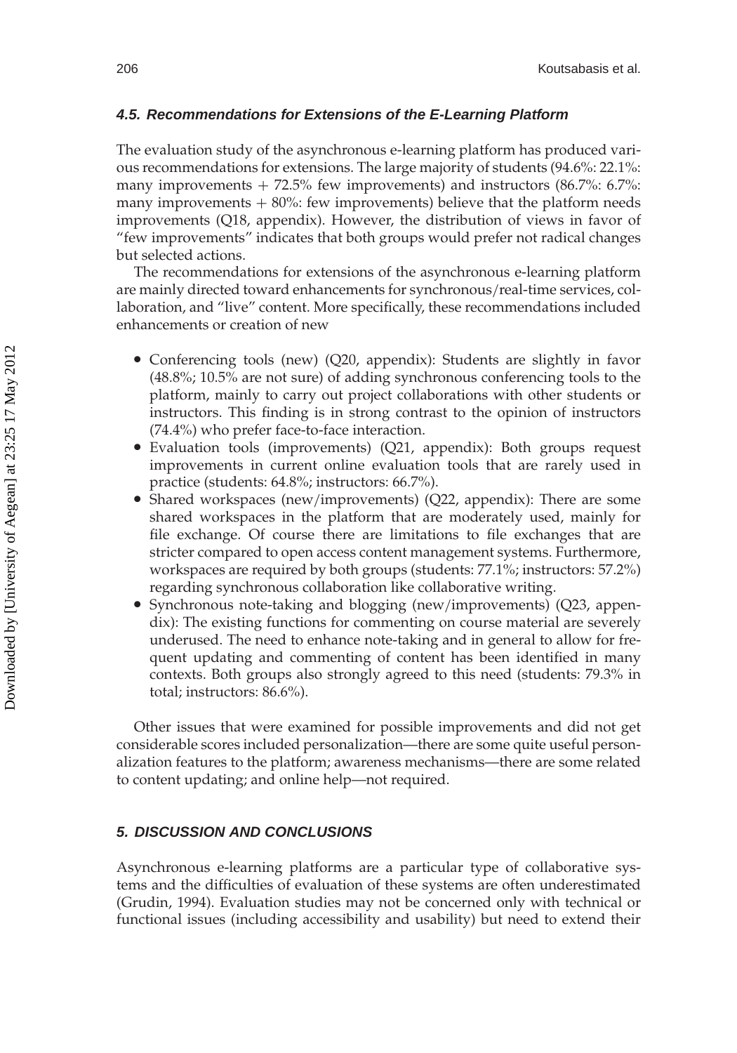### 4.5. Recommendations for Extensions of the E-Learning Platform

The evaluation study of the asynchronous e-learning platform has produced various recommendations for extensions. The large majority of students (94.6%: 22.1%: many improvements + 72.5% few improvements) and instructors (86.7%: 6.7%: many improvements + 80%: few improvements) believe that the platform needs improvements (Q18, appendix). However, the distribution of views in favor of "few improvements" indicates that both groups would prefer not radical changes but selected actions.

The recommendations for extensions of the asynchronous e-learning platform are mainly directed toward enhancements for synchronous/real-time services, collaboration, and "live" content. More specifically, these recommendations included enhancements or creation of new

- Conferencing tools (new) (Q20, appendix): Students are slightly in favor (48.8%; 10.5% are not sure) of adding synchronous conferencing tools to the platform, mainly to carry out project collaborations with other students or instructors. This finding is in strong contrast to the opinion of instructors (74.4%) who prefer face-to-face interaction.
- Evaluation tools (improvements) (Q21, appendix): Both groups request improvements in current online evaluation tools that are rarely used in practice (students: 64.8%; instructors: 66.7%).
- Shared workspaces (new/improvements) (Q22, appendix): There are some shared workspaces in the platform that are moderately used, mainly for file exchange. Of course there are limitations to file exchanges that are stricter compared to open access content management systems. Furthermore, workspaces are required by both groups (students: 77.1%; instructors: 57.2%) regarding synchronous collaboration like collaborative writing.
- Synchronous note-taking and blogging (new/improvements) (Q23, appendix): The existing functions for commenting on course material are severely underused. The need to enhance note-taking and in general to allow for frequent updating and commenting of content has been identified in many contexts. Both groups also strongly agreed to this need (students: 79.3% in total; instructors: 86.6%).

Other issues that were examined for possible improvements and did not get considerable scores included personalization—there are some quite useful personalization features to the platform; awareness mechanisms—there are some related to content updating; and online help—not required.

## 5. DISCUSSION AND CONCLUSIONS

Asynchronous e-learning platforms are a particular type of collaborative systems and the difficulties of evaluation of these systems are often underestimated (Grudin, 1994). Evaluation studies may not be concerned only with technical or functional issues (including accessibility and usability) but need to extend their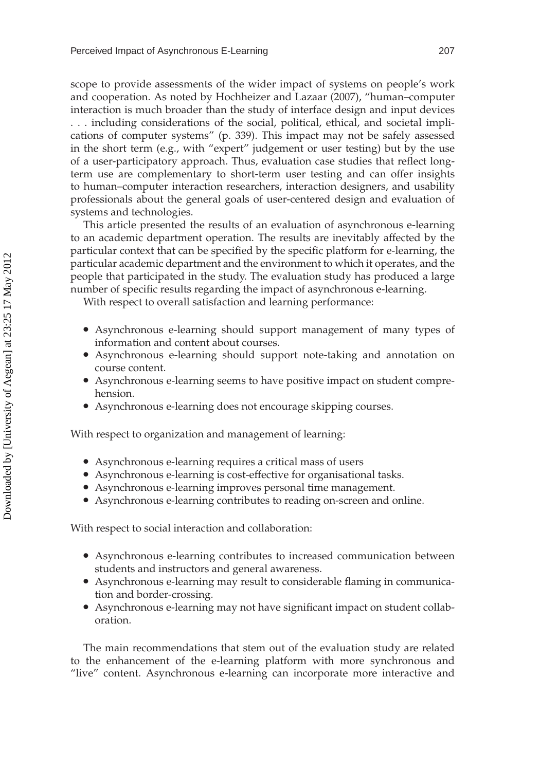scope to provide assessments of the wider impact of systems on people's work and cooperation. As noted by Hochheizer and Lazaar (2007), "human–computer interaction is much broader than the study of interface design and input devices . . . including considerations of the social, political, ethical, and societal implications of computer systems" (p. 339). This impact may not be safely assessed in the short term (e.g., with "expert" judgement or user testing) but by the use of a user-participatory approach. Thus, evaluation case studies that reflect long-term use are complementary to short-term user testing and can offer insights to human–computer interaction researchers, interaction designers, and usability professionals about the general goals of user-centered design and evaluation of systems and technologies.

This article presented the results of an evaluation of asynchronous e-learning to an academic department operation. The results are inevitably affected by the particular context that can be specified by the specific platform for e-learning, the particular academic department and the environment to which it operates, and the people that participated in the study. The evaluation study has produced a large number of specific results regarding the impact of asynchronous e-learning.

With respect to overall satisfaction and learning performance:

- Asynchronous e-learning should support management of many types of information and content about courses.
- Asynchronous e-learning should support note-taking and annotation on course content.
- Asynchronous e-learning seems to have positive impact on student comprehension.
- Asynchronous e-learning does not encourage skipping courses.

With respect to organization and management of learning:

- Asynchronous e-learning requires a critical mass of users
- Asynchronous e-learning is cost-effective for organisational tasks.
- Asynchronous e-learning improves personal time management.
- Asynchronous e-learning contributes to reading on-screen and online.

With respect to social interaction and collaboration:

- Asynchronous e-learning contributes to increased communication between students and instructors and general awareness.
- Asynchronous e-learning may result to considerable flaming in communication and border-crossing.
- Asynchronous e-learning may not have significant impact on student collaboration.

The main recommendations that stem out of the evaluation study are related to the enhancement of the e-learning platform with more synchronous and "live" content. Asynchronous e-learning can incorporate more interactive and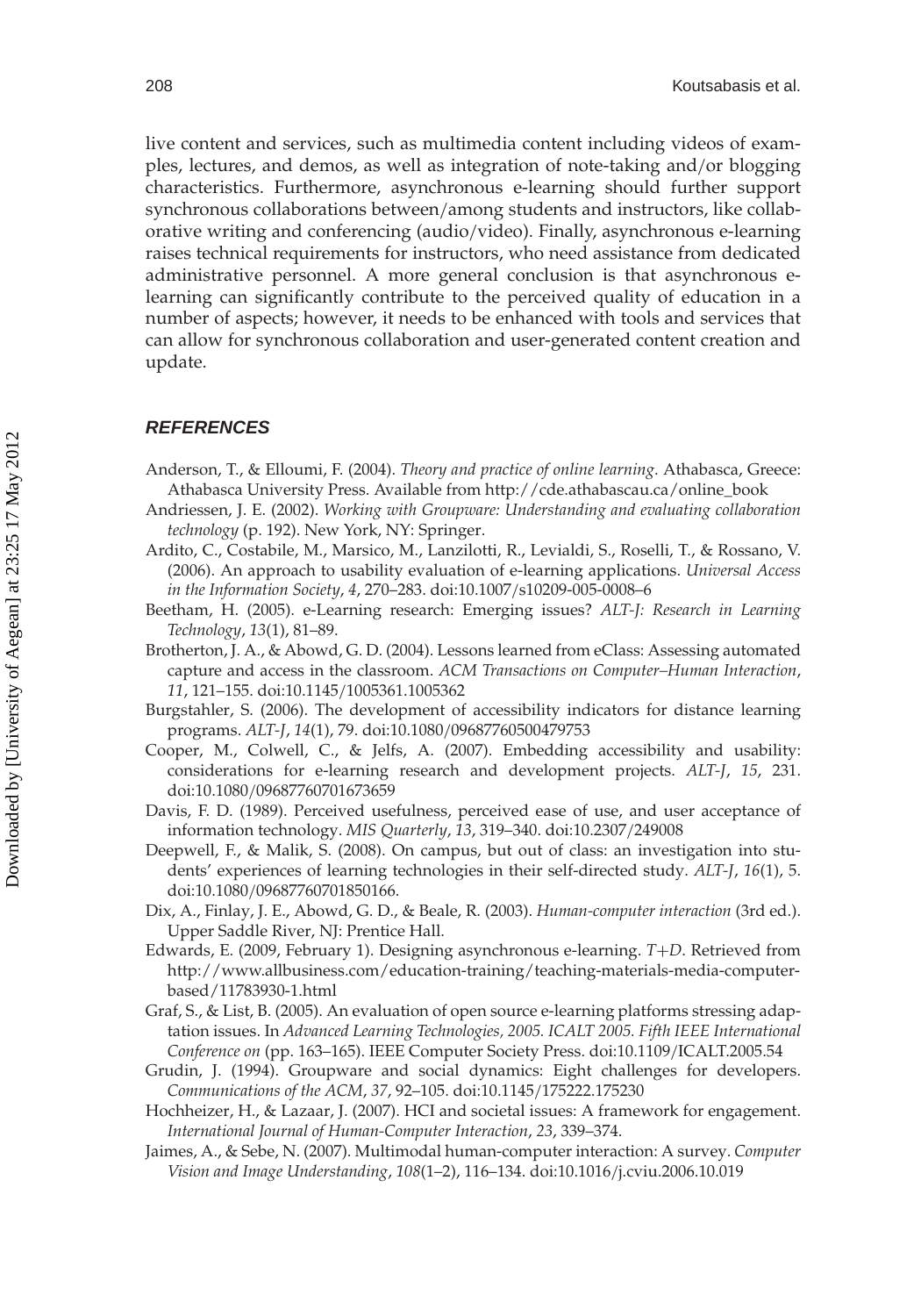live content and services, such as multimedia content including videos of examples, lectures, and demos, as well as integration of note-taking and/or blogging characteristics. Furthermore, asynchronous e-learning should further support synchronous collaborations between/among students and instructors, like collaborative writing and conferencing (audio/video). Finally, asynchronous e-learning raises technical requirements for instructors, who need assistance from dedicated administrative personnel. A more general conclusion is that asynchronous e-learning can significantly contribute to the perceived quality of education in a number of aspects; however, it needs to be enhanced with tools and services that can allow for synchronous collaboration and user-generated content creation and update.

## REFERENCES

Anderson, T., & Elloumi, F. (2004). *Theory and practice of online learning*. Athabasca, Greece: Athabasca University Press. Available from http://cde.athabascau.ca/online_book

Andriessen, J. E. (2002). *Working with Groupware: Understanding and evaluating collaboration technology* (p. 192). New York, NY: Springer.

Ardito, C., Costabile, M., Marsico, M., Lanzilotti, R., Levialdi, S., Roselli, T., & Rossano, V. (2006). An approach to usability evaluation of e-learning applications. *Universal Access in the Information Society*, *4*, 270–283. doi:10.1007/s10209-005-0008–6

Beetham, H. (2005). e-Learning research: Emerging issues? *ALT-J: Research in Learning Technology*, *13*(1), 81–89.

Brotherton, J. A., & Abowd, G. D. (2004). Lessons learned from eClass: Assessing automated capture and access in the classroom. *ACM Transactions on Computer–Human Interaction*, *11*, 121–155. doi:10.1145/1005361.1005362

Burgstahler, S. (2006). The development of accessibility indicators for distance learning programs. *ALT-J*, *14*(1), 79. doi:10.1080/09687760500479753

Cooper, M., Colwell, C., & Jelfs, A. (2007). Embedding accessibility and usability: considerations for e-learning research and development projects. *ALT-J*, *15*, 231. doi:10.1080/09687760701673659

Davis, F. D. (1989). Perceived usefulness, perceived ease of use, and user acceptance of information technology. *MIS Quarterly*, *13*, 319–340. doi:10.2307/249008

Deepwell, F., & Malik, S. (2008). On campus, but out of class: an investigation into students' experiences of learning technologies in their self-directed study. *ALT-J*, *16*(1), 5. doi:10.1080/09687760701850166.

Dix, A., Finlay, J. E., Abowd, G. D., & Beale, R. (2003). *Human-computer interaction* (3rd ed.). Upper Saddle River, NJ: Prentice Hall.

Edwards, E. (2009, February 1). Designing asynchronous e-learning. *T+D*. Retrieved from http://www.allbusiness.com/education-training/teaching-materials-media-computer-based/11783930-1.html

Graf, S., & List, B. (2005). An evaluation of open source e-learning platforms stressing adaptation issues. In *Advanced Learning Technologies, 2005. ICALT 2005. Fifth IEEE International Conference on* (pp. 163–165). IEEE Computer Society Press. doi:10.1109/ICALT.2005.54

Grudin, J. (1994). Groupware and social dynamics: Eight challenges for developers. *Communications of the ACM*, *37*, 92–105. doi:10.1145/175222.175230

Hochheizer, H., & Lazaar, J. (2007). HCI and societal issues: A framework for engagement. *International Journal of Human-Computer Interaction*, *23*, 339–374.

Jaimes, A., & Sebe, N. (2007). Multimodal human-computer interaction: A survey. *Computer Vision and Image Understanding*, *108*(1–2), 116–134. doi:10.1016/j.cviu.2006.10.019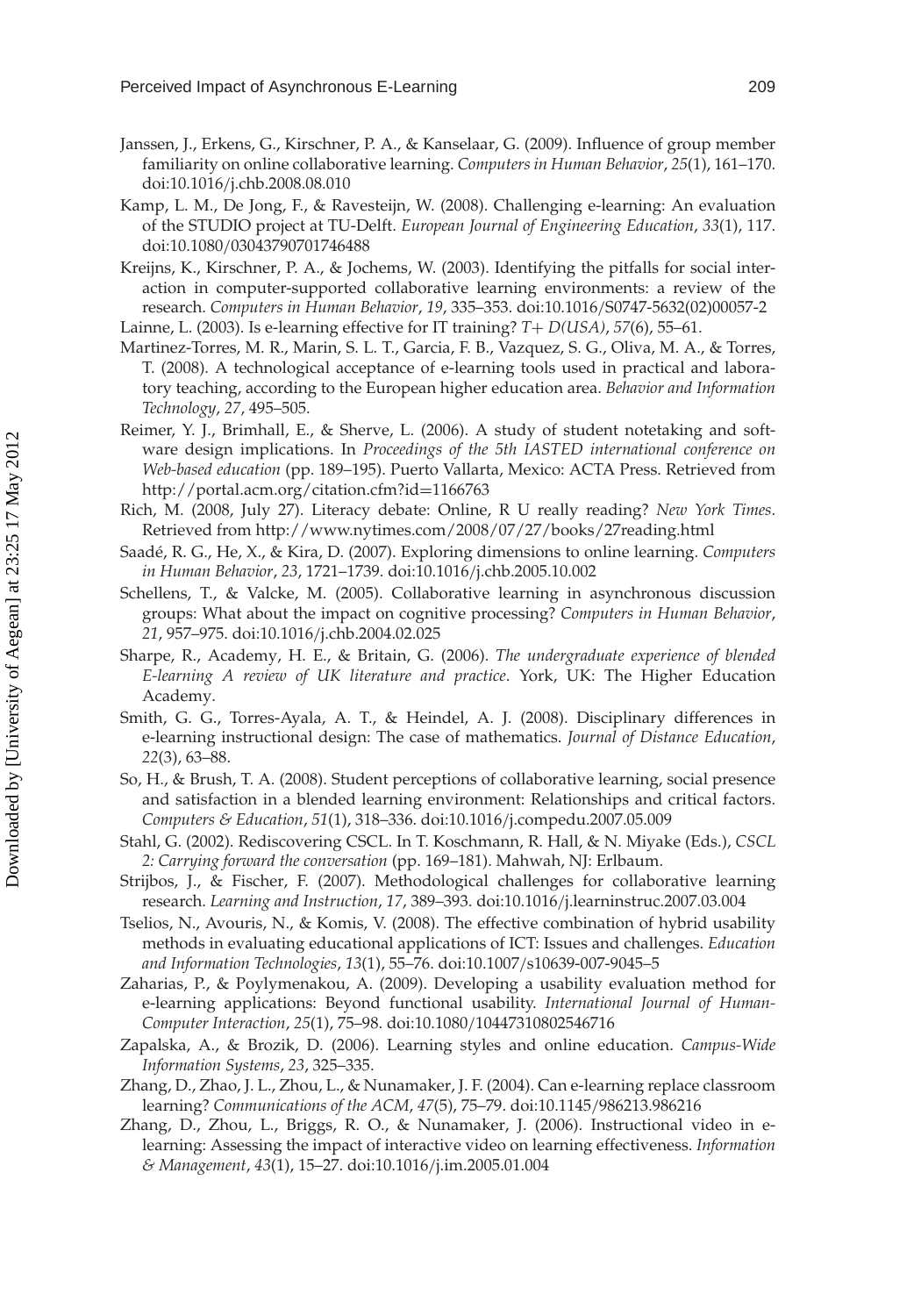Janssen, J., Erkens, G., Kirschner, P. A., & Kanselaar, G. (2009). Influence of group member familiarity on online collaborative learning. *Computers in Human Behavior*, *25*(1), 161–170. doi:10.1016/j.chb.2008.08.010

Kamp, L. M., De Jong, F., & Ravesteijn, W. (2008). Challenging e-learning: An evaluation of the STUDIO project at TU-Delft. *European Journal of Engineering Education*, *33*(1), 117. doi:10.1080/03043790701746488

Kreijns, K., Kirschner, P. A., & Jochems, W. (2003). Identifying the pitfalls for social interaction in computer-supported collaborative learning environments: a review of the research. *Computers in Human Behavior*, *19*, 335–353. doi:10.1016/S0747-5632(02)00057-2

Lainne, L. (2003). Is e-learning effective for IT training? *T+ D(USA)*, *57*(6), 55–61.

Martinez-Torres, M. R., Marin, S. L. T., Garcia, F. B., Vazquez, S. G., Oliva, M. A., & Torres, T. (2008). A technological acceptance of e-learning tools used in practical and laboratory teaching, according to the European higher education area. *Behavior and Information Technology*, *27*, 495–505.

Reimer, Y. J., Brimhall, E., & Sherve, L. (2006). A study of student notetaking and software design implications. In *Proceedings of the 5th IASTED international conference on Web-based education* (pp. 189–195). Puerto Vallarta, Mexico: ACTA Press. Retrieved from http://portal.acm.org/citation.cfm?id=1166763

Rich, M. (2008, July 27). Literacy debate: Online, R U really reading? *New York Times*. Retrieved from http://www.nytimes.com/2008/07/27/books/27reading.html

Saadé, R. G., He, X., & Kira, D. (2007). Exploring dimensions to online learning. *Computers in Human Behavior*, *23*, 1721–1739. doi:10.1016/j.chb.2005.10.002

Schellens, T., & Valcke, M. (2005). Collaborative learning in asynchronous discussion groups: What about the impact on cognitive processing? *Computers in Human Behavior*, *21*, 957–975. doi:10.1016/j.chb.2004.02.025

Sharpe, R., Academy, H. E., & Britain, G. (2006). *The undergraduate experience of blended E-learning A review of UK literature and practice*. York, UK: The Higher Education Academy.

Smith, G. G., Torres-Ayala, A. T., & Heindel, A. J. (2008). Disciplinary differences in e-learning instructional design: The case of mathematics. *Journal of Distance Education*, *22*(3), 63–88.

So, H., & Brush, T. A. (2008). Student perceptions of collaborative learning, social presence and satisfaction in a blended learning environment: Relationships and critical factors. *Computers & Education*, *51*(1), 318–336. doi:10.1016/j.compedu.2007.05.009

Stahl, G. (2002). Rediscovering CSCL. In T. Koschmann, R. Hall, & N. Miyake (Eds.), *CSCL 2: Carrying forward the conversation* (pp. 169–181). Mahwah, NJ: Erlbaum.

Strijbos, J., & Fischer, F. (2007). Methodological challenges for collaborative learning research. *Learning and Instruction*, *17*, 389–393. doi:10.1016/j.learninstruc.2007.03.004

Tselios, N., Avouris, N., & Komis, V. (2008). The effective combination of hybrid usability methods in evaluating educational applications of ICT: Issues and challenges. *Education and Information Technologies*, *13*(1), 55–76. doi:10.1007/s10639-007-9045–5

Zaharias, P., & Poylymenakou, A. (2009). Developing a usability evaluation method for e-learning applications: Beyond functional usability. *International Journal of Human-Computer Interaction*, *25*(1), 75–98. doi:10.1080/10447310802546716

Zapalska, A., & Brozik, D. (2006). Learning styles and online education. *Campus-Wide Information Systems*, *23*, 325–335.

Zhang, D., Zhao, J. L., Zhou, L., & Nunamaker, J. F. (2004). Can e-learning replace classroom learning? *Communications of the ACM*, *47*(5), 75–79. doi:10.1145/986213.986216

Zhang, D., Zhou, L., Briggs, R. O., & Nunamaker, J. (2006). Instructional video in e-learning: Assessing the impact of interactive video on learning effectiveness. *Information & Management*, *43*(1), 15–27. doi:10.1016/j.im.2005.01.004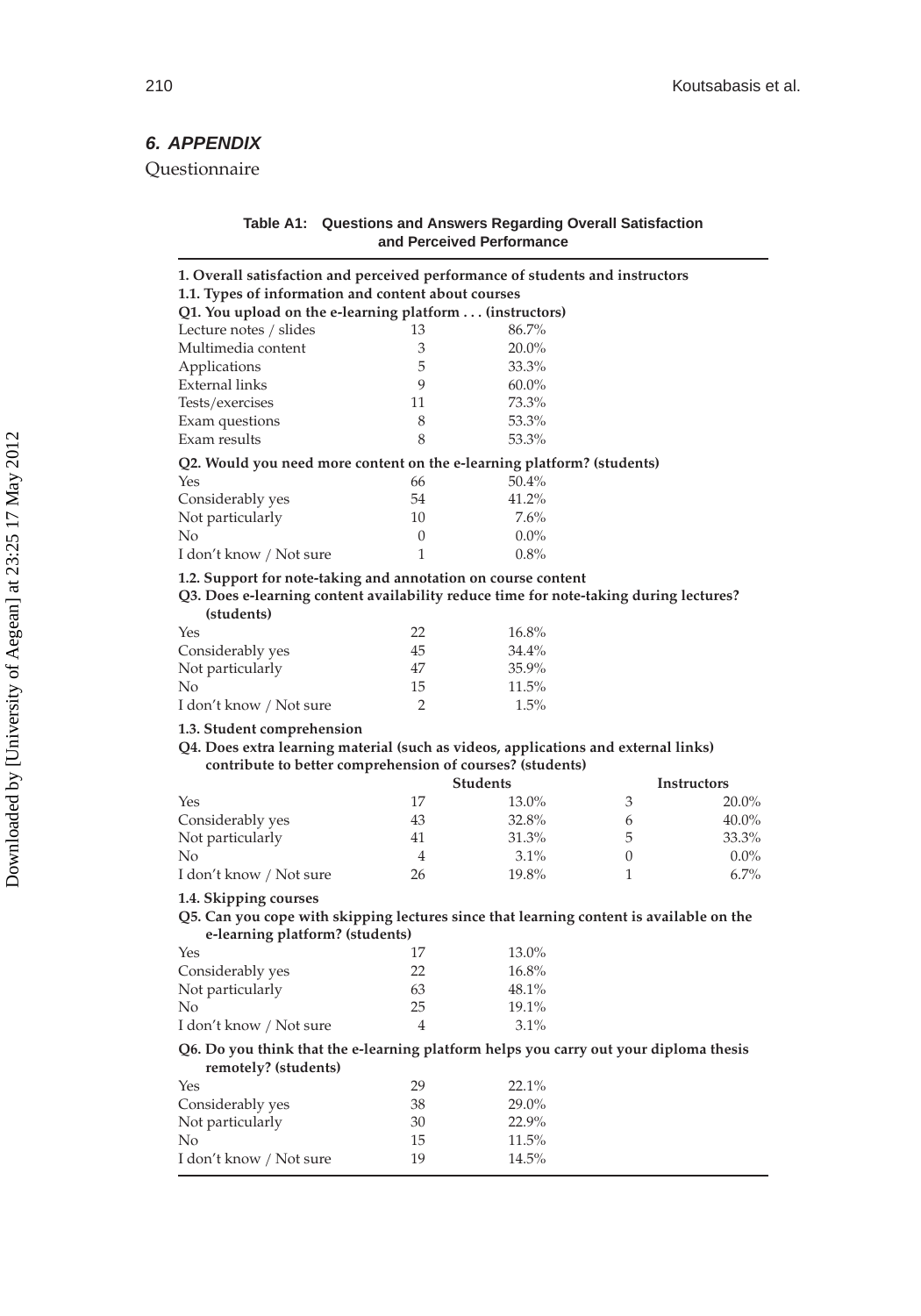## 6. APPENDIX

Questionnaire

**Table A1: Questions and Answers Regarding Overall Satisfaction and Perceived Performance**

**1. Overall satisfaction and perceived performance of students and instructors**

**1.1. Types of information and content about courses**

**Q1. You upload on the e-learning platform . . . (instructors)**

| | | |
|---|---|---|
| Lecture notes / slides | 13 | 86.7% |
| Multimedia content | 3 | 20.0% |
| Applications | 5 | 33.3% |
| External links | 9 | 60.0% |
| Tests/exercises | 11 | 73.3% |
| Exam questions | 8 | 53.3% |
| Exam results | 8 | 53.3% |

**Q2. Would you need more content on the e-learning platform? (students)**

| | | |
|---|---|---|
| Yes | 66 | 50.4% |
| Considerably yes | 54 | 41.2% |
| Not particularly | 10 | 7.6% |
| No | 0 | 0.0% |
| I don't know / Not sure | 1 | 0.8% |

**1.2. Support for note-taking and annotation on course content**

**Q3. Does e-learning content availability reduce time for note-taking during lectures? (students)**

| | | |
|---|---|---|
| Yes | 22 | 16.8% |
| Considerably yes | 45 | 34.4% |
| Not particularly | 47 | 35.9% |
| No | 15 | 11.5% |
| I don't know / Not sure | 2 | 1.5% |

**1.3. Student comprehension**

**Q4. Does extra learning material (such as videos, applications and external links) contribute to better comprehension of courses? (students)**

| | Students | | Instructors | |
|---|---|---|---|---|
| Yes | 17 | 13.0% | 3 | 20.0% |
| Considerably yes | 43 | 32.8% | 6 | 40.0% |
| Not particularly | 41 | 31.3% | 5 | 33.3% |
| No | 4 | 3.1% | 0 | 0.0% |
| I don't know / Not sure | 26 | 19.8% | 1 | 6.7% |

**1.4. Skipping courses**

**Q5. Can you cope with skipping lectures since that learning content is available on the e-learning platform? (students)**

| | | |
|---|---|---|
| Yes | 17 | 13.0% |
| Considerably yes | 22 | 16.8% |
| Not particularly | 63 | 48.1% |
| No | 25 | 19.1% |
| I don't know / Not sure | 4 | 3.1% |

**Q6. Do you think that the e-learning platform helps you carry out your diploma thesis remotely? (students)**

| | | |
|---|---|---|
| Yes | 29 | 22.1% |
| Considerably yes | 38 | 29.0% |
| Not particularly | 30 | 22.9% |
| No | 15 | 11.5% |
| I don't know / Not sure | 19 | 14.5% |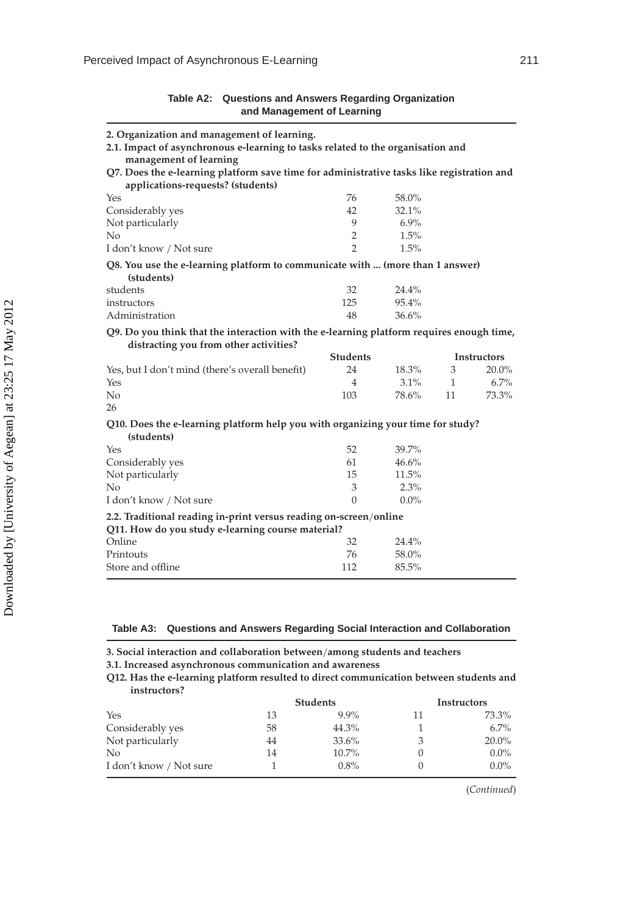**Table A2: Questions and Answers Regarding Organization and Management of Learning**

**2. Organization and management of learning.**

**2.1. Impact of asynchronous e-learning to tasks related to the organisation and management of learning**

**Q7. Does the e-learning platform save time for administrative tasks like registration and applications-requests? (students)**

| | | |
|---|---|---|
| Yes | 76 | 58.0% |
| Considerably yes | 42 | 32.1% |
| Not particularly | 9 | 6.9% |
| No | 2 | 1.5% |
| I don't know / Not sure | 2 | 1.5% |

**Q8. You use the e-learning platform to communicate with ... (more than 1 answer) (students)**

| | | |
|---|---|---|
| students | 32 | 24.4% |
| instructors | 125 | 95.4% |
| Administration | 48 | 36.6% |

**Q9. Do you think that the interaction with the e-learning platform requires enough time, distracting you from other activities?**

| | Students | | Instructors | |
|---|---|---|---|---|
| Yes, but I don't mind (there's overall benefit) | 24 | 18.3% | 3 | 20.0% |
| Yes | 4 | 3.1% | 1 | 6.7% |
| No | 103 | 78.6% | 11 | 73.3% |
| 26 | | | | |

**Q10. Does the e-learning platform help you with organizing your time for study? (students)**

| | | |
|---|---|---|
| Yes | 52 | 39.7% |
| Considerably yes | 61 | 46.6% |
| Not particularly | 15 | 11.5% |
| No | 3 | 2.3% |
| I don't know / Not sure | 0 | 0.0% |

**2.2. Traditional reading in-print versus reading on-screen/online**

**Q11. How do you study e-learning course material?**

| | | |
|---|---|---|
| Online | 32 | 24.4% |
| Printouts | 76 | 58.0% |
| Store and offline | 112 | 85.5% |

**Table A3: Questions and Answers Regarding Social Interaction and Collaboration**

**3. Social interaction and collaboration between/among students and teachers**

**3.1. Increased asynchronous communication and awareness**

**Q12. Has the e-learning platform resulted to direct communication between students and instructors?**

| | Students | | Instructors | |
|---|---|---|---|---|
| Yes | 13 | 9.9% | 11 | 73.3% |
| Considerably yes | 58 | 44.3% | 1 | 6.7% |
| Not particularly | 44 | 33.6% | 3 | 20.0% |
| No | 14 | 10.7% | 0 | 0.0% |
| I don't know / Not sure | 1 | 0.8% | 0 | 0.0% |

(*Continued*)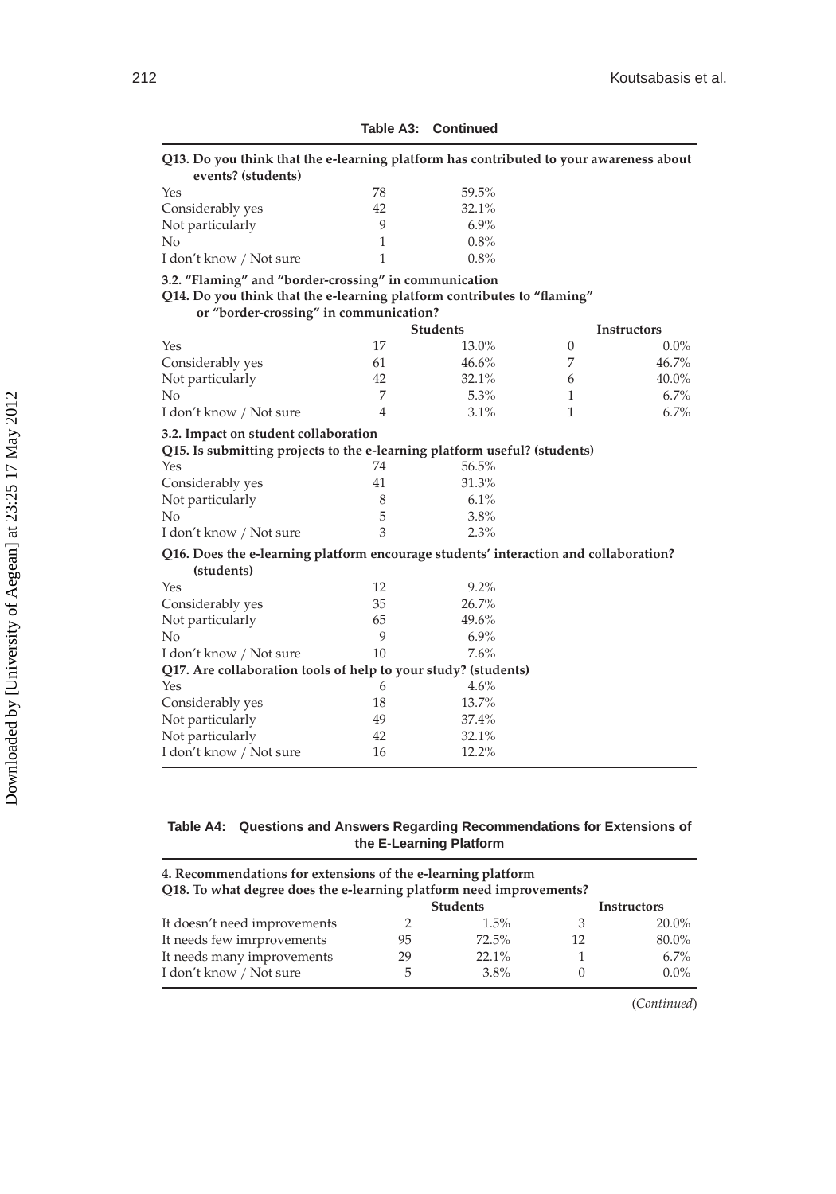**Table A3: Continued**

| **Q13. Do you think that the e-learning platform has contributed to your awareness about events? (students)** | | | | |
|---|---|---|---|---|
| Yes | 78 | 59.5% | | |
| Considerably yes | 42 | 32.1% | | |
| Not particularly | 9 | 6.9% | | |
| No | 1 | 0.8% | | |
| I don't know / Not sure | 1 | 0.8% | | |
| **3.2. "Flaming" and "border-crossing" in communication** | | | | |
| **Q14. Do you think that the e-learning platform contributes to "flaming" or "border-crossing" in communication?** | | | | |
| | **Students** | | **Instructors** | |
| Yes | 17 | 13.0% | 0 | 0.0% |
| Considerably yes | 61 | 46.6% | 7 | 46.7% |
| Not particularly | 42 | 32.1% | 6 | 40.0% |
| No | 7 | 5.3% | 1 | 6.7% |
| I don't know / Not sure | 4 | 3.1% | 1 | 6.7% |
| **3.2. Impact on student collaboration** | | | | |
| **Q15. Is submitting projects to the e-learning platform useful? (students)** | | | | |
| Yes | 74 | 56.5% | | |
| Considerably yes | 41 | 31.3% | | |
| Not particularly | 8 | 6.1% | | |
| No | 5 | 3.8% | | |
| I don't know / Not sure | 3 | 2.3% | | |
| **Q16. Does the e-learning platform encourage students' interaction and collaboration? (students)** | | | | |
| Yes | 12 | 9.2% | | |
| Considerably yes | 35 | 26.7% | | |
| Not particularly | 65 | 49.6% | | |
| No | 9 | 6.9% | | |
| I don't know / Not sure | 10 | 7.6% | | |
| **Q17. Are collaboration tools of help to your study? (students)** | | | | |
| Yes | 6 | 4.6% | | |
| Considerably yes | 18 | 13.7% | | |
| Not particularly | 49 | 37.4% | | |
| Not particularly | 42 | 32.1% | | |
| I don't know / Not sure | 16 | 12.2% | | |

**Table A4: Questions and Answers Regarding Recommendations for Extensions of the E-Learning Platform**

| **4. Recommendations for extensions of the e-learning platform** | | | | |
|---|---|---|---|---|
| **Q18. To what degree does the e-learning platform need improvements?** | | | | |
| | **Students** | | **Instructors** | |
| It doesn't need improvements | 2 | 1.5% | 3 | 20.0% |
| It needs few imrprovements | 95 | 72.5% | 12 | 80.0% |
| It needs many improvements | 29 | 22.1% | 1 | 6.7% |
| I don't know / Not sure | 5 | 3.8% | 0 | 0.0% |

(*Continued*)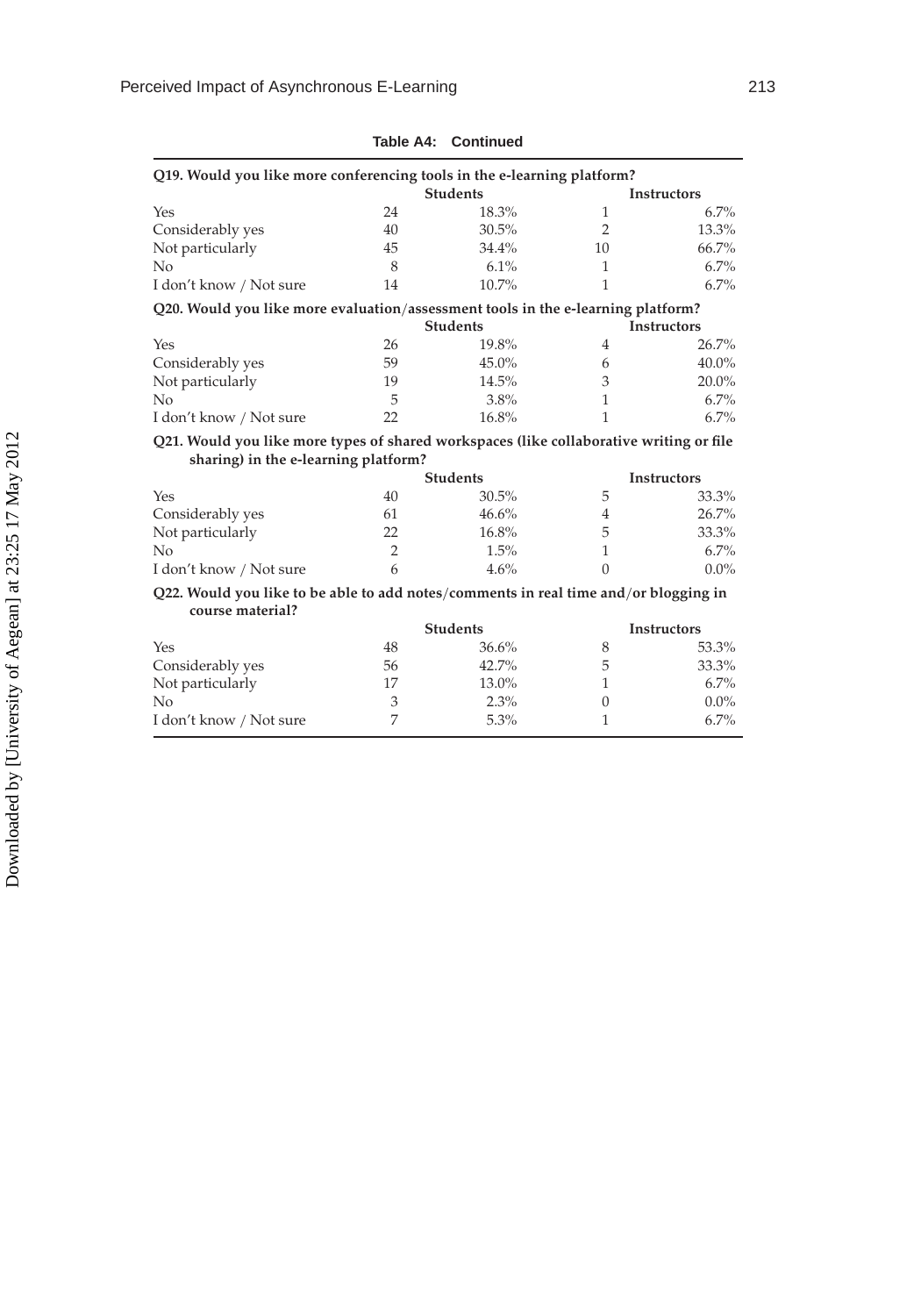**Table A4: Continued**

| | | | | |
|---|---|---|---|---|
| **Q19. Would you like more conferencing tools in the e-learning platform?** | | | | |
| | **Students** | | **Instructors** | |
| Yes | 24 | 18.3% | 1 | 6.7% |
| Considerably yes | 40 | 30.5% | 2 | 13.3% |
| Not particularly | 45 | 34.4% | 10 | 66.7% |
| No | 8 | 6.1% | 1 | 6.7% |
| I don't know / Not sure | 14 | 10.7% | 1 | 6.7% |
| **Q20. Would you like more evaluation/assessment tools in the e-learning platform?** | | | | |
| | **Students** | | **Instructors** | |
| Yes | 26 | 19.8% | 4 | 26.7% |
| Considerably yes | 59 | 45.0% | 6 | 40.0% |
| Not particularly | 19 | 14.5% | 3 | 20.0% |
| No | 5 | 3.8% | 1 | 6.7% |
| I don't know / Not sure | 22 | 16.8% | 1 | 6.7% |
| **Q21. Would you like more types of shared workspaces (like collaborative writing or file sharing) in the e-learning platform?** | | | | |
| | **Students** | | **Instructors** | |
| Yes | 40 | 30.5% | 5 | 33.3% |
| Considerably yes | 61 | 46.6% | 4 | 26.7% |
| Not particularly | 22 | 16.8% | 5 | 33.3% |
| No | 2 | 1.5% | 1 | 6.7% |
| I don't know / Not sure | 6 | 4.6% | 0 | 0.0% |
| **Q22. Would you like to be able to add notes/comments in real time and/or blogging in course material?** | | | | |
| | **Students** | | **Instructors** | |
| Yes | 48 | 36.6% | 8 | 53.3% |
| Considerably yes | 56 | 42.7% | 5 | 33.3% |
| Not particularly | 17 | 13.0% | 1 | 6.7% |
| No | 3 | 2.3% | 0 | 0.0% |
| I don't know / Not sure | 7 | 5.3% | 1 | 6.7% |